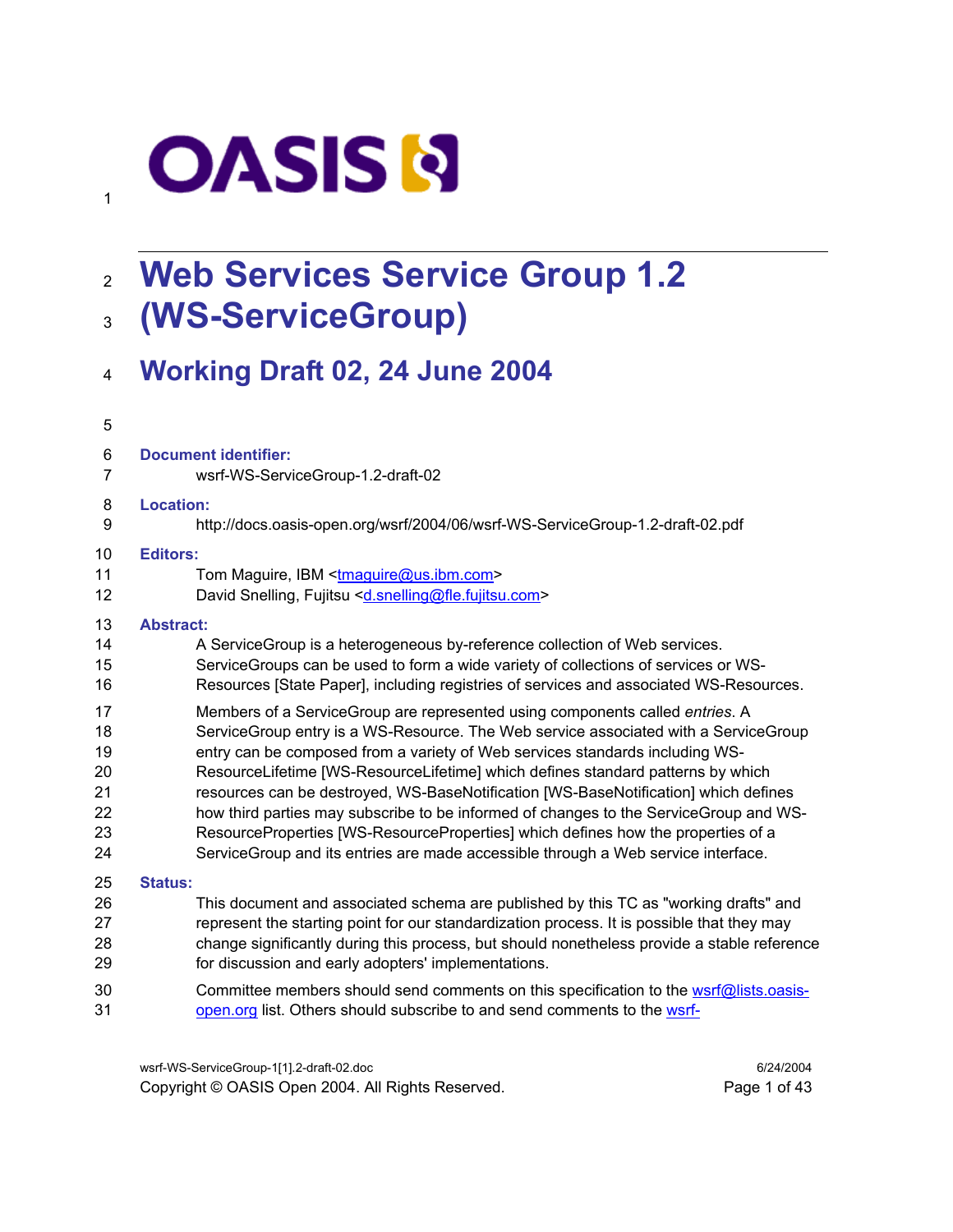OASIS

# Web Services Service Group 1.2 (WS-ServiceGroup)

## Working Draft 02, 24 June 2004

**Document identifier:**

wsrf-WS-ServiceGroup-1.2-draft-02

**Location:**

http://docs.oasis-open.org/wsrf/2004/06/wsrf-WS-ServiceGroup-1.2-draft-02.pdf

**Editors:**

Tom Maguire, IBM <tmaguire@us.ibm.com>
David Snelling, Fujitsu <d.snelling@fle.fujitsu.com>

**Abstract:**

A ServiceGroup is a heterogeneous by-reference collection of Web services. ServiceGroups can be used to form a wide variety of collections of services or WS-Resources [State Paper], including registries of services and associated WS-Resources.

Members of a ServiceGroup are represented using components called *entries*. A ServiceGroup entry is a WS-Resource. The Web service associated with a ServiceGroup entry can be composed from a variety of Web services standards including WS-ResourceLifetime [WS-ResourceLifetime] which defines standard patterns by which resources can be destroyed, WS-BaseNotification [WS-BaseNotification] which defines how third parties may subscribe to be informed of changes to the ServiceGroup and WS-ResourceProperties [WS-ResourceProperties] which defines how the properties of a ServiceGroup and its entries are made accessible through a Web service interface.

**Status:**

This document and associated schema are published by this TC as "working drafts" and represent the starting point for our standardization process. It is possible that they may change significantly during this process, but should nonetheless provide a stable reference for discussion and early adopters' implementations.

Committee members should send comments on this specification to the wsrf@lists.oasis-open.org list. Others should subscribe to and send comments to the wsrf-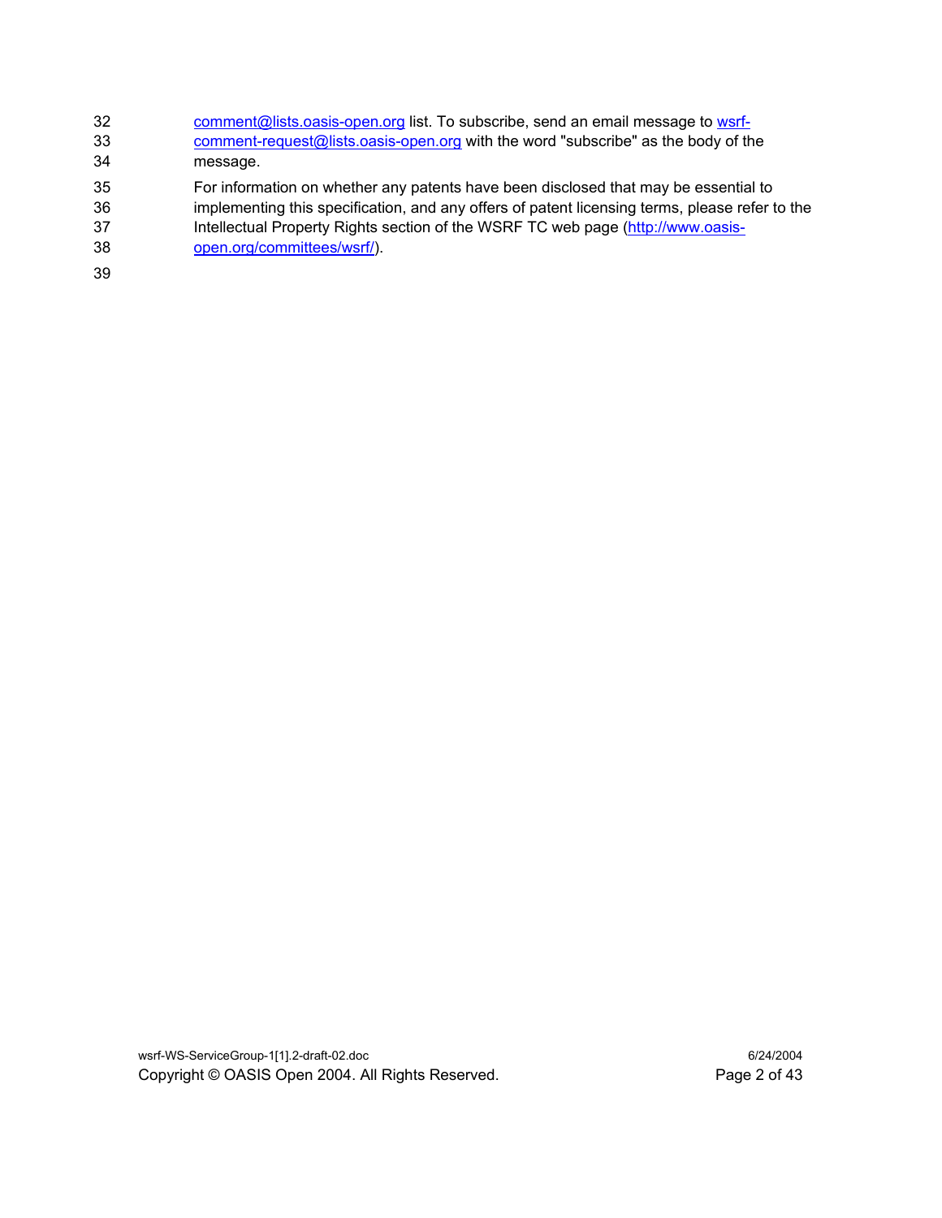comment@lists.oasis-open.org list. To subscribe, send an email message to wsrf-comment-request@lists.oasis-open.org with the word "subscribe" as the body of the message.

For information on whether any patents have been disclosed that may be essential to implementing this specification, and any offers of patent licensing terms, please refer to the Intellectual Property Rights section of the WSRF TC web page (http://www.oasis-open.org/committees/wsrf/).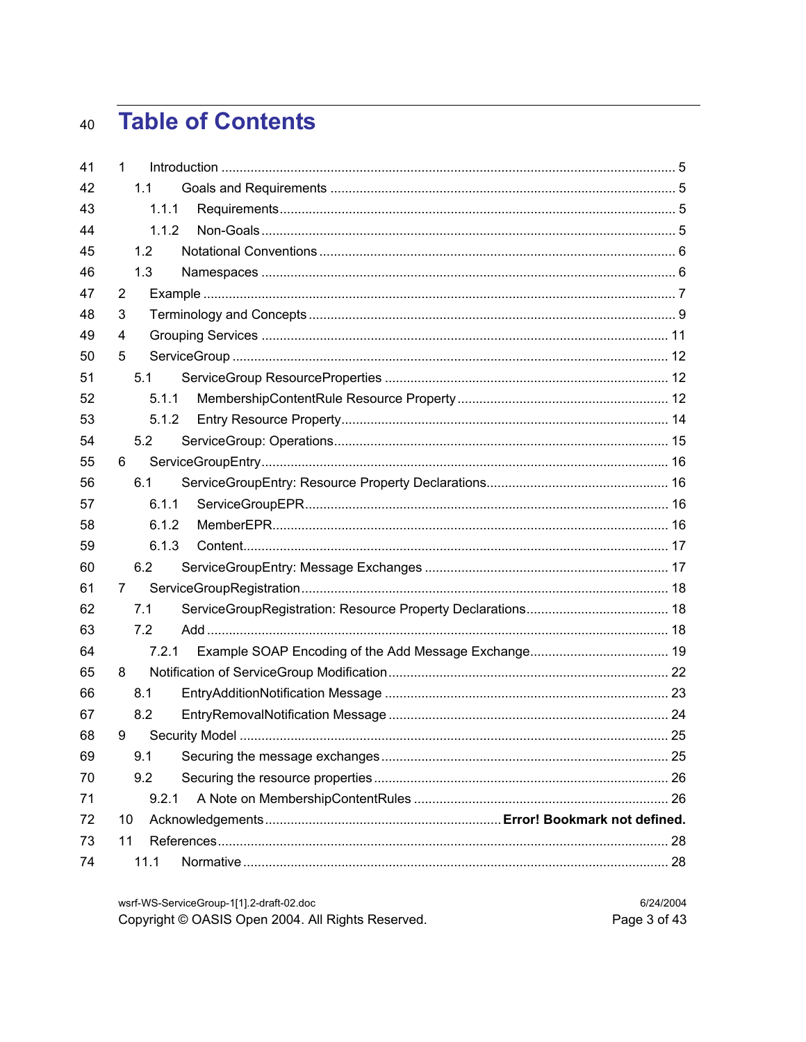# Table of Contents

1 Introduction ........................................................................................................................ 5

1.1 Goals and Requirements ............................................................................................. 5

1.1.1 Requirements............................................................................................................ 5

1.1.2 Non-Goals ................................................................................................................. 5

1.2 Notational Conventions ................................................................................................ 6

1.3 Namespaces ................................................................................................................ 6

2 Example ................................................................................................................................ 7

3 Terminology and Concepts ................................................................................................... 9

4 Grouping Services .............................................................................................................. 11

5 ServiceGroup ...................................................................................................................... 12

5.1 ServiceGroup ResourceProperties ............................................................................. 12

5.1.1 MembershipContentRule Resource Property .......................................................... 12

5.1.2 Entry Resource Property........................................................................................ 14

5.2 ServiceGroup: Operations........................................................................................... 15

6 ServiceGroupEntry.............................................................................................................. 16

6.1 ServiceGroupEntry: Resource Property Declarations.................................................. 16

6.1.1 ServiceGroupEPR................................................................................................... 16

6.1.2 MemberEPR........................................................................................................... 16

6.1.3 Content................................................................................................................... 17

6.2 ServiceGroupEntry: Message Exchanges .................................................................. 17

7 ServiceGroupRegistration.................................................................................................... 18

7.1 ServiceGroupRegistration: Resource Property Declarations....................................... 18

7.2 Add ............................................................................................................................. 18

7.2.1 Example SOAP Encoding of the Add Message Exchange...................................... 19

8 Notification of ServiceGroup Modification............................................................................ 22

8.1 EntryAdditionNotification Message ............................................................................. 23

8.2 EntryRemovalNotification Message ............................................................................ 24

9 Security Model .................................................................................................................... 25

9.1 Securing the message exchanges.............................................................................. 25

9.2 Securing the resource properties ................................................................................ 26

9.2.1 A Note on MembershipContentRules ..................................................................... 26

10 Acknowledgements............................................................... **Error! Bookmark not defined.**

11 References.......................................................................................................................... 28

11.1 Normative .................................................................................................................... 28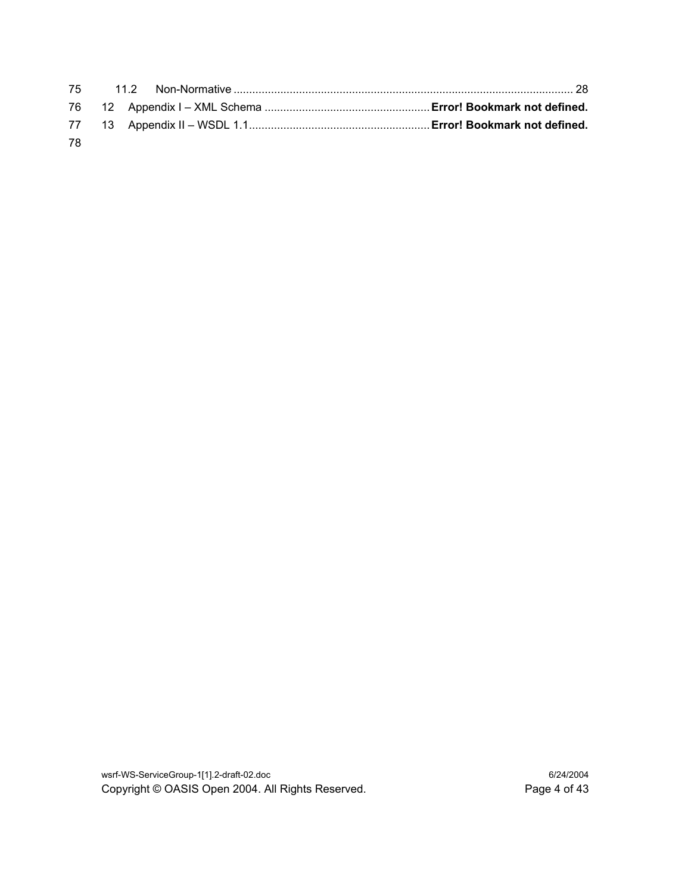75 11.2 Non-Normative ........................................................................................................... 28

76 12 Appendix I – XML Schema .................................................... **Error! Bookmark not defined.**

77 13 Appendix II – WSDL 1.1.......................................................... **Error! Bookmark not defined.**

78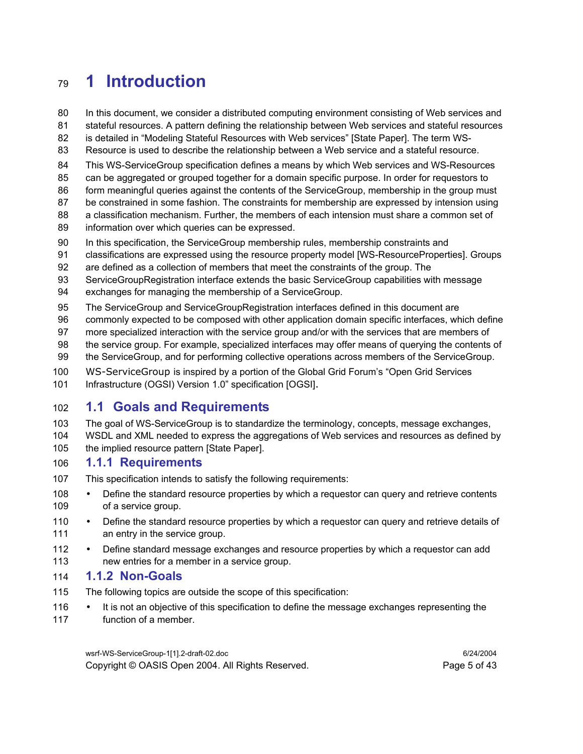# 1 Introduction

In this document, we consider a distributed computing environment consisting of Web services and stateful resources. A pattern defining the relationship between Web services and stateful resources is detailed in "Modeling Stateful Resources with Web services" [State Paper]. The term WS-Resource is used to describe the relationship between a Web service and a stateful resource.

This WS-ServiceGroup specification defines a means by which Web services and WS-Resources can be aggregated or grouped together for a domain specific purpose. In order for requestors to form meaningful queries against the contents of the ServiceGroup, membership in the group must be constrained in some fashion. The constraints for membership are expressed by intension using a classification mechanism. Further, the members of each intension must share a common set of information over which queries can be expressed.

In this specification, the ServiceGroup membership rules, membership constraints and classifications are expressed using the resource property model [WS-ResourceProperties]. Groups are defined as a collection of members that meet the constraints of the group. The ServiceGroupRegistration interface extends the basic ServiceGroup capabilities with message exchanges for managing the membership of a ServiceGroup.

The ServiceGroup and ServiceGroupRegistration interfaces defined in this document are commonly expected to be composed with other application domain specific interfaces, which define more specialized interaction with the service group and/or with the services that are members of the service group. For example, specialized interfaces may offer means of querying the contents of the ServiceGroup, and for performing collective operations across members of the ServiceGroup.

WS-ServiceGroup is inspired by a portion of the Global Grid Forum's "Open Grid Services Infrastructure (OGSI) Version 1.0" specification [OGSI].

## 1.1 Goals and Requirements

The goal of WS-ServiceGroup is to standardize the terminology, concepts, message exchanges, WSDL and XML needed to express the aggregations of Web services and resources as defined by the implied resource pattern [State Paper].

### 1.1.1 Requirements

This specification intends to satisfy the following requirements:

- Define the standard resource properties by which a requestor can query and retrieve contents of a service group.
- Define the standard resource properties by which a requestor can query and retrieve details of an entry in the service group.
- Define standard message exchanges and resource properties by which a requestor can add new entries for a member in a service group.

### 1.1.2 Non-Goals

The following topics are outside the scope of this specification:

- It is not an objective of this specification to define the message exchanges representing the function of a member.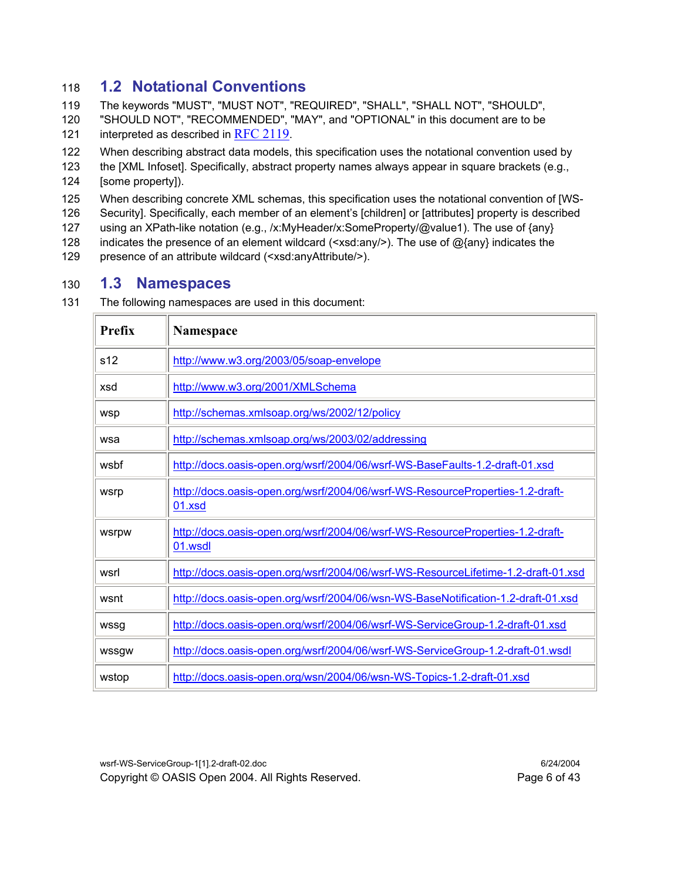## 1.2 Notational Conventions

The keywords "MUST", "MUST NOT", "REQUIRED", "SHALL", "SHALL NOT", "SHOULD", "SHOULD NOT", "RECOMMENDED", "MAY", and "OPTIONAL" in this document are to be interpreted as described in RFC 2119.

When describing abstract data models, this specification uses the notational convention used by the [XML Infoset]. Specifically, abstract property names always appear in square brackets (e.g., [some property]).

When describing concrete XML schemas, this specification uses the notational convention of [WS-Security]. Specifically, each member of an element's [children] or [attributes] property is described using an XPath-like notation (e.g., /x:MyHeader/x:SomeProperty/@value1). The use of {any} indicates the presence of an element wildcard (<xsd:any/>). The use of @{any} indicates the presence of an attribute wildcard (<xsd:anyAttribute/>).

## 1.3 Namespaces

The following namespaces are used in this document:

| Prefix | Namespace |
|---|---|
| s12 | http://www.w3.org/2003/05/soap-envelope |
| xsd | http://www.w3.org/2001/XMLSchema |
| wsp | http://schemas.xmlsoap.org/ws/2002/12/policy |
| wsa | http://schemas.xmlsoap.org/ws/2003/02/addressing |
| wsbf | http://docs.oasis-open.org/wsrf/2004/06/wsrf-WS-BaseFaults-1.2-draft-01.xsd |
| wsrp | http://docs.oasis-open.org/wsrf/2004/06/wsrf-WS-ResourceProperties-1.2-draft-01.xsd |
| wsrpw | http://docs.oasis-open.org/wsrf/2004/06/wsrf-WS-ResourceProperties-1.2-draft-01.wsdl |
| wsrl | http://docs.oasis-open.org/wsrf/2004/06/wsrf-WS-ResourceLifetime-1.2-draft-01.xsd |
| wsnt | http://docs.oasis-open.org/wsrf/2004/06/wsn-WS-BaseNotification-1.2-draft-01.xsd |
| wssg | http://docs.oasis-open.org/wsrf/2004/06/wsrf-WS-ServiceGroup-1.2-draft-01.xsd |
| wssgw | http://docs.oasis-open.org/wsrf/2004/06/wsrf-WS-ServiceGroup-1.2-draft-01.wsdl |
| wstop | http://docs.oasis-open.org/wsn/2004/06/wsn-WS-Topics-1.2-draft-01.xsd |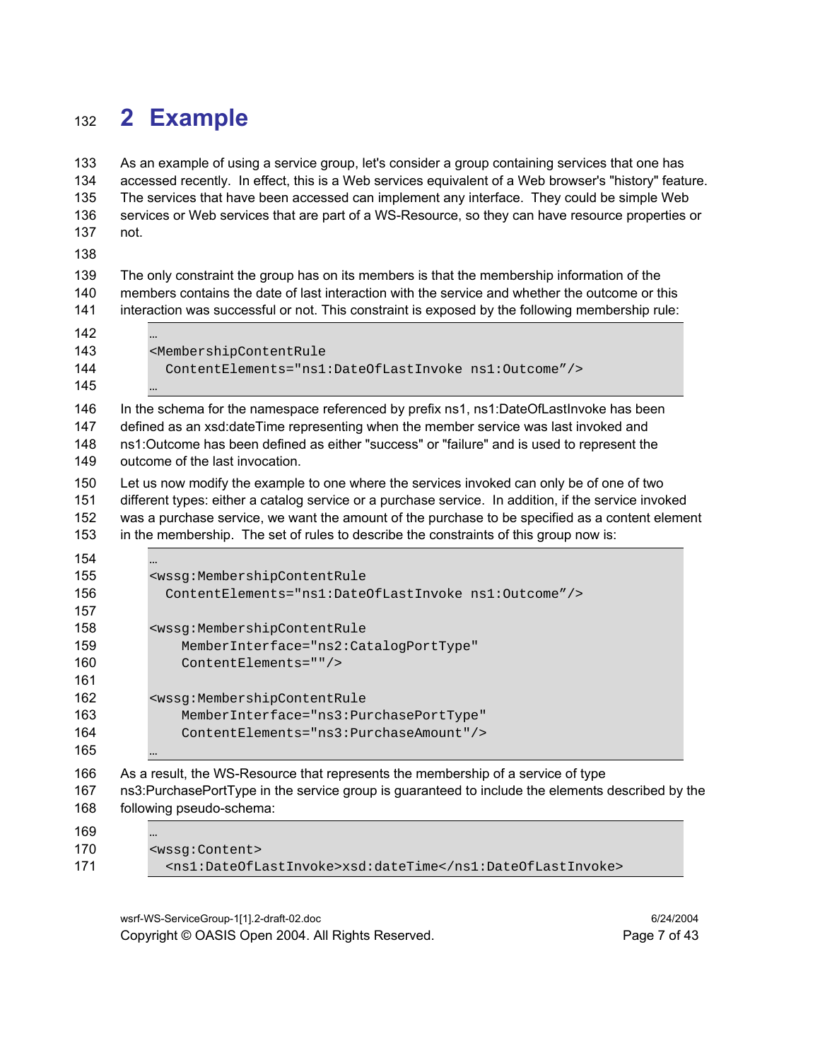# 2 Example

As an example of using a service group, let's consider a group containing services that one has accessed recently. In effect, this is a Web services equivalent of a Web browser's "history" feature. The services that have been accessed can implement any interface. They could be simple Web services or Web services that are part of a WS-Resource, so they can have resource properties or not.

The only constraint the group has on its members is that the membership information of the members contains the date of last interaction with the service and whether the outcome or this interaction was successful or not. This constraint is exposed by the following membership rule:

```
…
<MembershipContentRule
  ContentElements="ns1:DateOfLastInvoke ns1:Outcome”/>
…
```

In the schema for the namespace referenced by prefix ns1, ns1:DateOfLastInvoke has been defined as an xsd:dateTime representing when the member service was last invoked and ns1:Outcome has been defined as either "success" or "failure" and is used to represent the outcome of the last invocation.

Let us now modify the example to one where the services invoked can only be of one of two different types: either a catalog service or a purchase service. In addition, if the service invoked was a purchase service, we want the amount of the purchase to be specified as a content element in the membership. The set of rules to describe the constraints of this group now is:

```
…
<wssg:MembershipContentRule
  ContentElements="ns1:DateOfLastInvoke ns1:Outcome”/>

<wssg:MembershipContentRule
    MemberInterface="ns2:CatalogPortType"
    ContentElements=""/>

<wssg:MembershipContentRule
    MemberInterface="ns3:PurchasePortType"
    ContentElements="ns3:PurchaseAmount"/>
…
```

As a result, the WS-Resource that represents the membership of a service of type ns3:PurchasePortType in the service group is guaranteed to include the elements described by the following pseudo-schema:

```
…
<wssg:Content>
  <ns1:DateOfLastInvoke>xsd:dateTime</ns1:DateOfLastInvoke>
```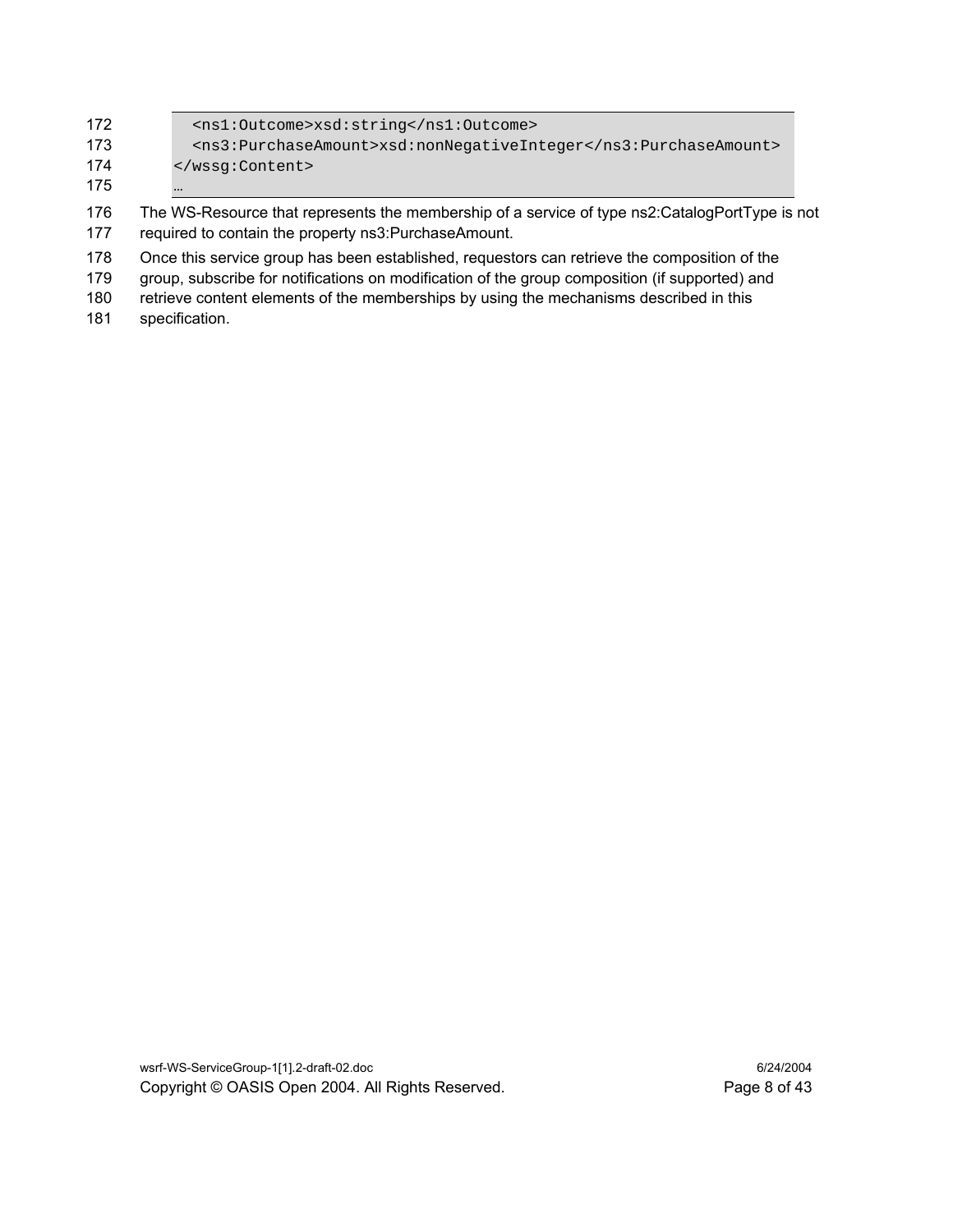```
    <ns1:Outcome>xsd:string</ns1:Outcome>
    <ns3:PurchaseAmount>xsd:nonNegativeInteger</ns3:PurchaseAmount>
  </wssg:Content>
  …
```

The WS-Resource that represents the membership of a service of type ns2:CatalogPortType is not required to contain the property ns3:PurchaseAmount.

Once this service group has been established, requestors can retrieve the composition of the group, subscribe for notifications on modification of the group composition (if supported) and retrieve content elements of the memberships by using the mechanisms described in this specification.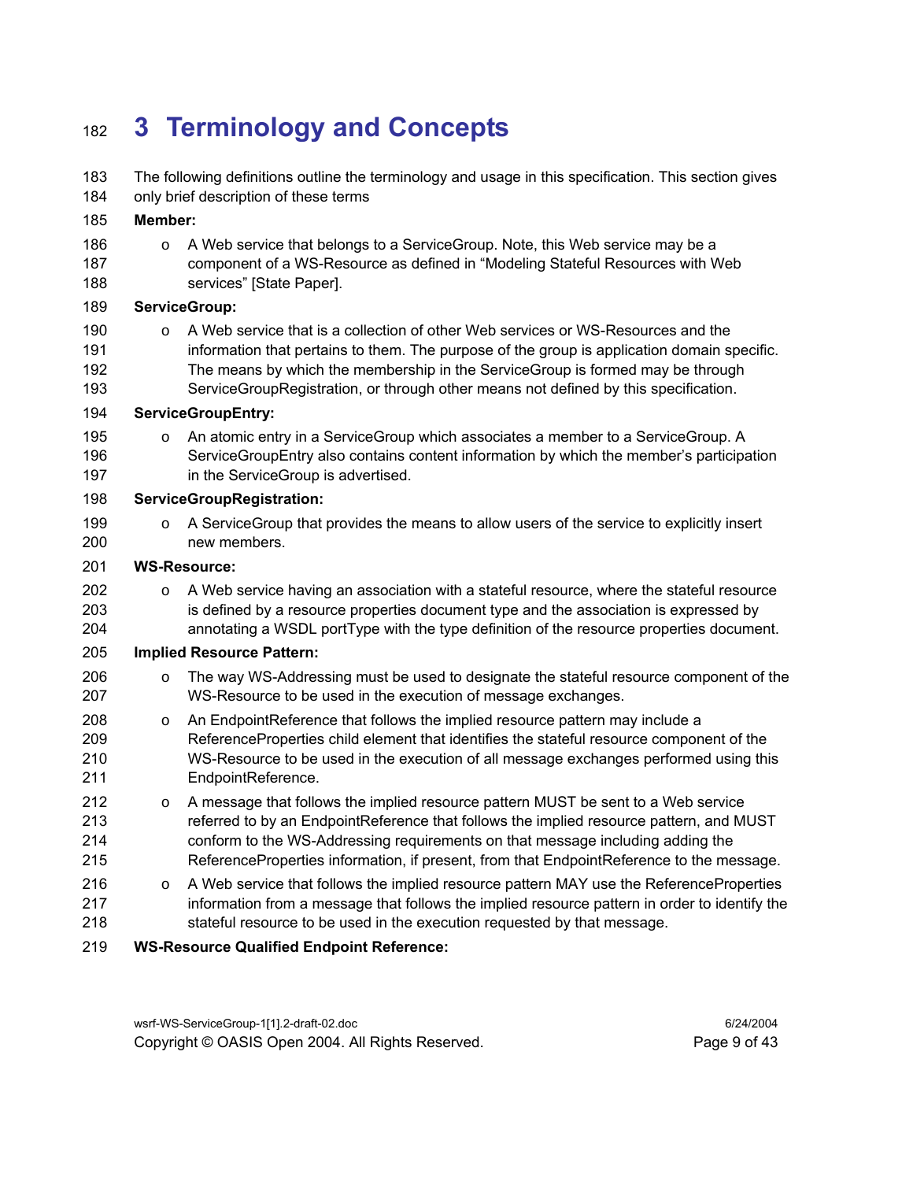# 3 Terminology and Concepts

The following definitions outline the terminology and usage in this specification. This section gives only brief description of these terms

**Member:**

- A Web service that belongs to a ServiceGroup. Note, this Web service may be a component of a WS-Resource as defined in "Modeling Stateful Resources with Web services" [State Paper].

**ServiceGroup:**

- A Web service that is a collection of other Web services or WS-Resources and the information that pertains to them. The purpose of the group is application domain specific. The means by which the membership in the ServiceGroup is formed may be through ServiceGroupRegistration, or through other means not defined by this specification.

**ServiceGroupEntry:**

- An atomic entry in a ServiceGroup which associates a member to a ServiceGroup. A ServiceGroupEntry also contains content information by which the member's participation in the ServiceGroup is advertised.

**ServiceGroupRegistration:**

- A ServiceGroup that provides the means to allow users of the service to explicitly insert new members.

**WS-Resource:**

- A Web service having an association with a stateful resource, where the stateful resource is defined by a resource properties document type and the association is expressed by annotating a WSDL portType with the type definition of the resource properties document.

**Implied Resource Pattern:**

- The way WS-Addressing must be used to designate the stateful resource component of the WS-Resource to be used in the execution of message exchanges.
- An EndpointReference that follows the implied resource pattern may include a ReferenceProperties child element that identifies the stateful resource component of the WS-Resource to be used in the execution of all message exchanges performed using this EndpointReference.
- A message that follows the implied resource pattern MUST be sent to a Web service referred to by an EndpointReference that follows the implied resource pattern, and MUST conform to the WS-Addressing requirements on that message including adding the ReferenceProperties information, if present, from that EndpointReference to the message.
- A Web service that follows the implied resource pattern MAY use the ReferenceProperties information from a message that follows the implied resource pattern in order to identify the stateful resource to be used in the execution requested by that message.

**WS-Resource Qualified Endpoint Reference:**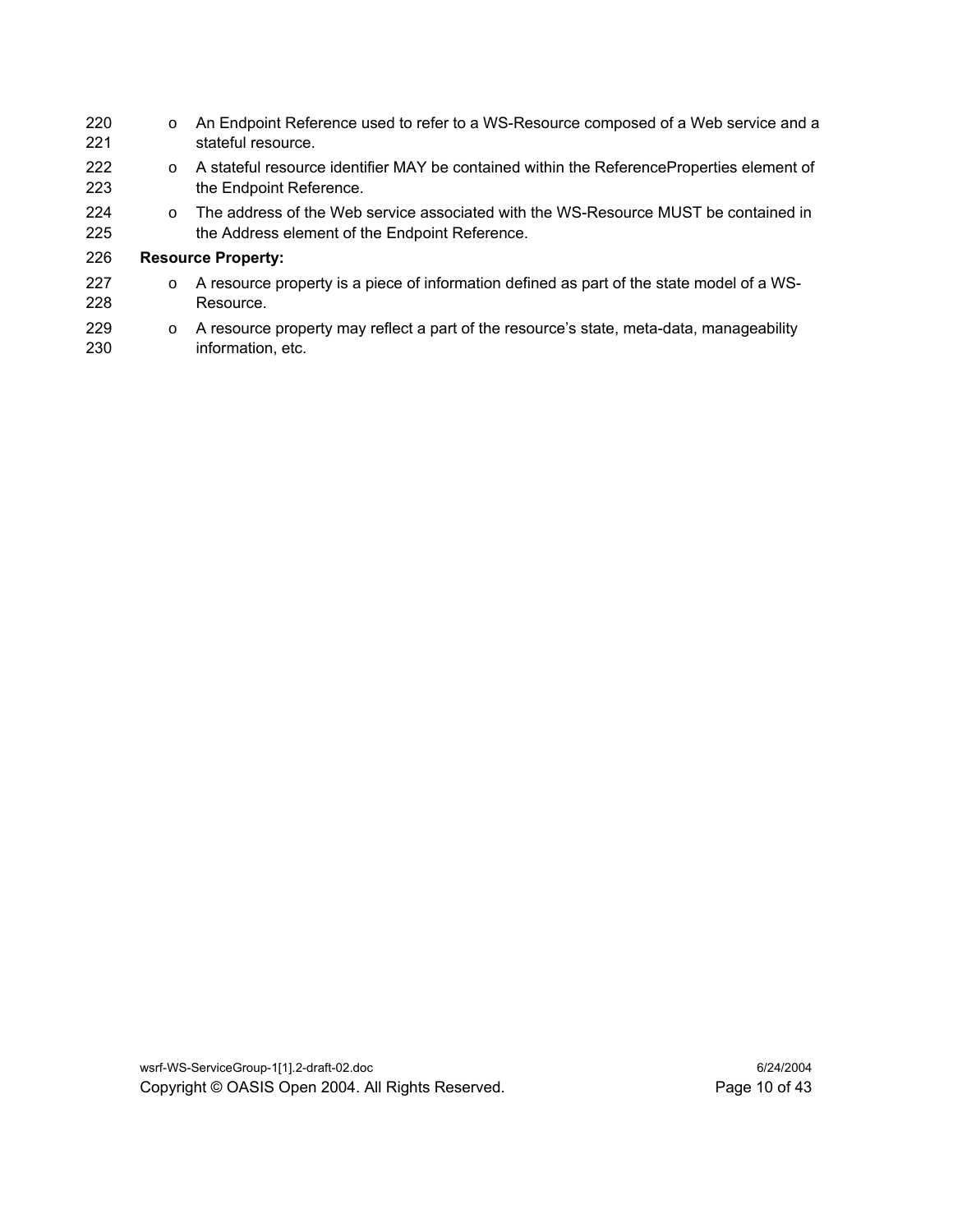- An Endpoint Reference used to refer to a WS-Resource composed of a Web service and a stateful resource.
- A stateful resource identifier MAY be contained within the ReferenceProperties element of the Endpoint Reference.
- The address of the Web service associated with the WS-Resource MUST be contained in the Address element of the Endpoint Reference.

**Resource Property:**

- A resource property is a piece of information defined as part of the state model of a WS-Resource.
- A resource property may reflect a part of the resource's state, meta-data, manageability information, etc.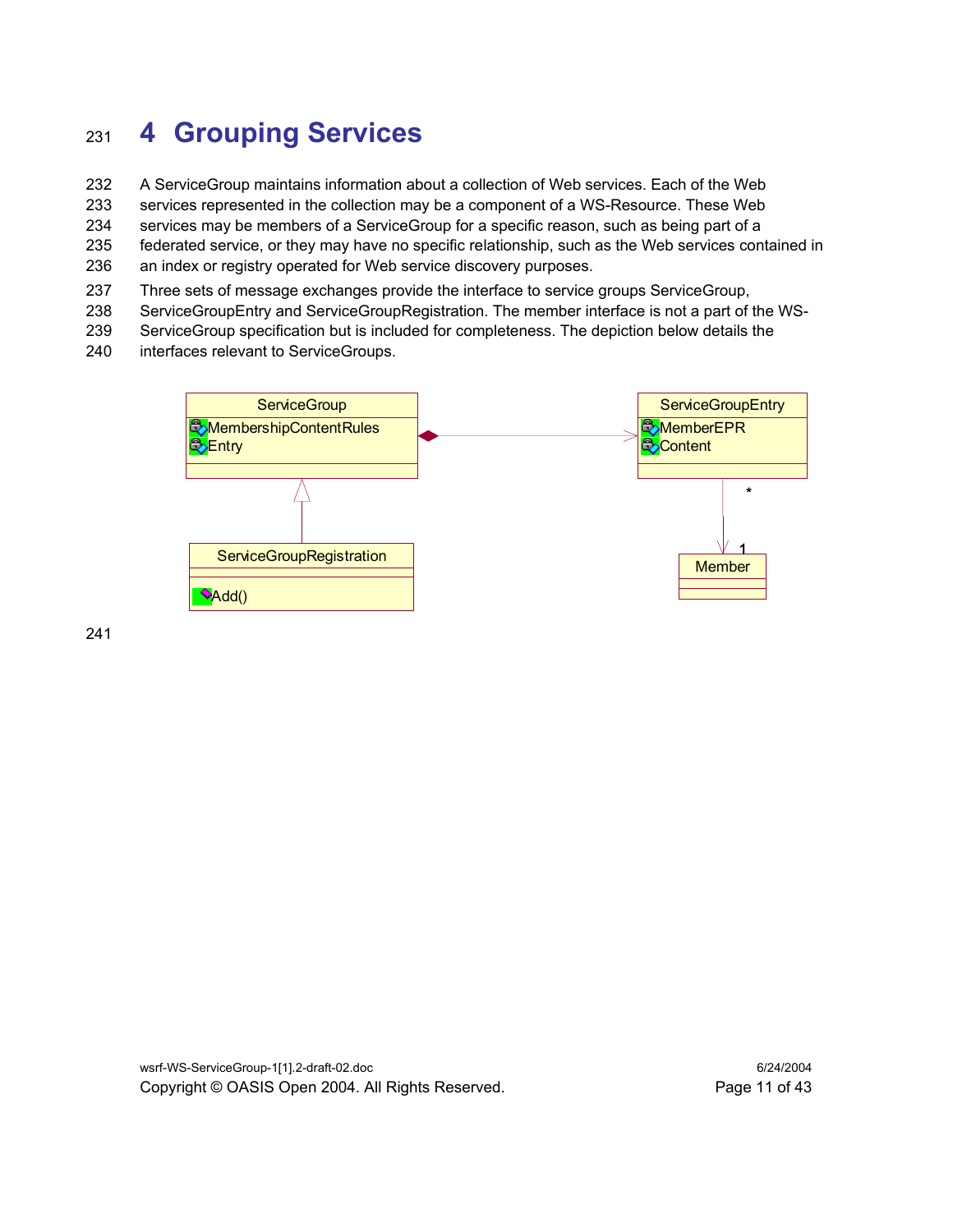# 4 Grouping Services

A ServiceGroup maintains information about a collection of Web services. Each of the Web services represented in the collection may be a component of a WS-Resource. These Web services may be members of a ServiceGroup for a specific reason, such as being part of a federated service, or they may have no specific relationship, such as the Web services contained in an index or registry operated for Web service discovery purposes.

Three sets of message exchanges provide the interface to service groups ServiceGroup, ServiceGroupEntry and ServiceGroupRegistration. The member interface is not a part of the WS-ServiceGroup specification but is included for completeness. The depiction below details the interfaces relevant to ServiceGroups.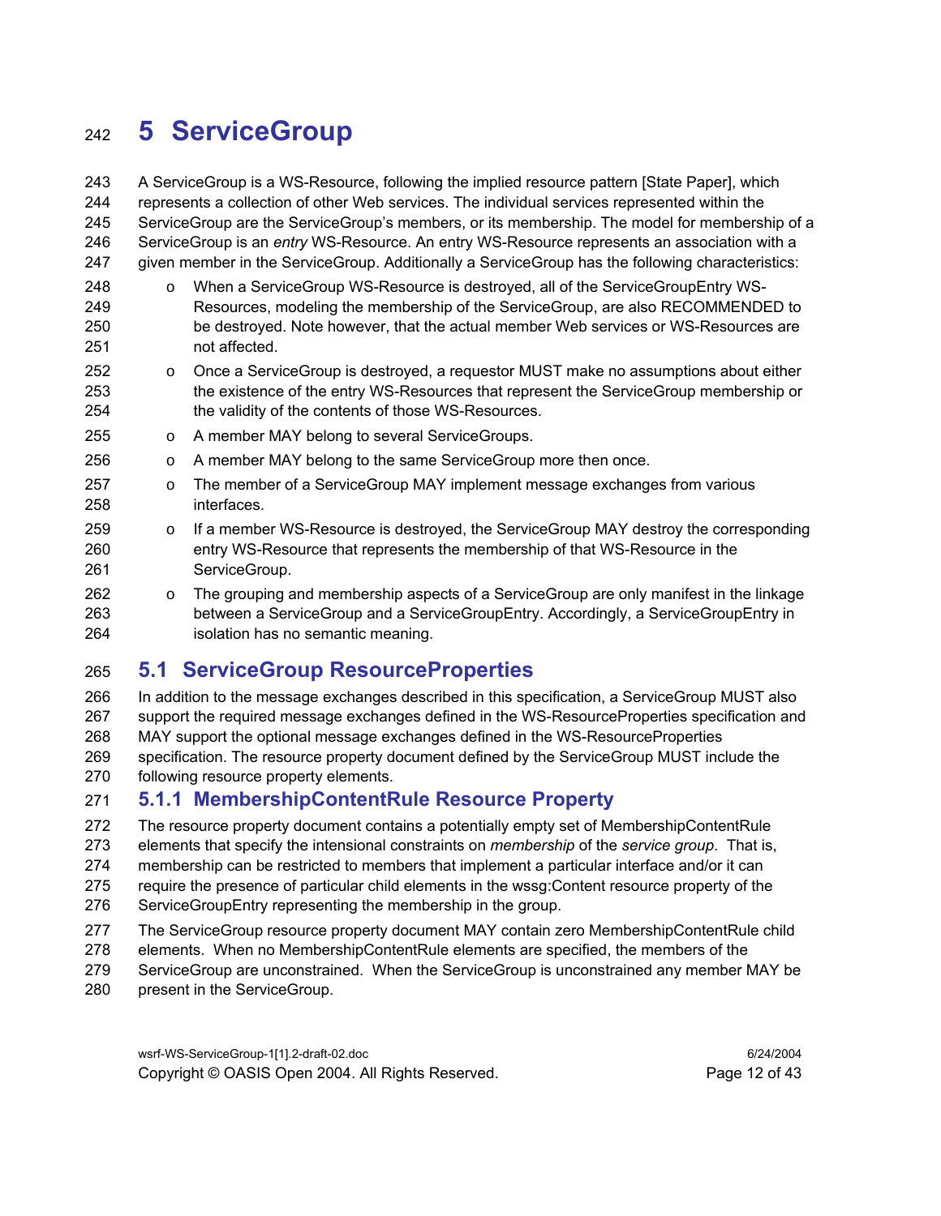# 5 ServiceGroup

A ServiceGroup is a WS-Resource, following the implied resource pattern [State Paper], which represents a collection of other Web services. The individual services represented within the ServiceGroup are the ServiceGroup's members, or its membership. The model for membership of a ServiceGroup is an *entry* WS-Resource. An entry WS-Resource represents an association with a given member in the ServiceGroup. Additionally a ServiceGroup has the following characteristics:

- When a ServiceGroup WS-Resource is destroyed, all of the ServiceGroupEntry WS-Resources, modeling the membership of the ServiceGroup, are also RECOMMENDED to be destroyed. Note however, that the actual member Web services or WS-Resources are not affected.
- Once a ServiceGroup is destroyed, a requestor MUST make no assumptions about either the existence of the entry WS-Resources that represent the ServiceGroup membership or the validity of the contents of those WS-Resources.
- A member MAY belong to several ServiceGroups.
- A member MAY belong to the same ServiceGroup more then once.
- The member of a ServiceGroup MAY implement message exchanges from various interfaces.
- If a member WS-Resource is destroyed, the ServiceGroup MAY destroy the corresponding entry WS-Resource that represents the membership of that WS-Resource in the ServiceGroup.
- The grouping and membership aspects of a ServiceGroup are only manifest in the linkage between a ServiceGroup and a ServiceGroupEntry. Accordingly, a ServiceGroupEntry in isolation has no semantic meaning.

## 5.1 ServiceGroup ResourceProperties

In addition to the message exchanges described in this specification, a ServiceGroup MUST also support the required message exchanges defined in the WS-ResourceProperties specification and MAY support the optional message exchanges defined in the WS-ResourceProperties specification. The resource property document defined by the ServiceGroup MUST include the following resource property elements.

### 5.1.1 MembershipContentRule Resource Property

The resource property document contains a potentially empty set of MembershipContentRule elements that specify the intensional constraints on *membership* of the *service group*. That is, membership can be restricted to members that implement a particular interface and/or it can require the presence of particular child elements in the wssg:Content resource property of the ServiceGroupEntry representing the membership in the group.

The ServiceGroup resource property document MAY contain zero MembershipContentRule child elements. When no MembershipContentRule elements are specified, the members of the ServiceGroup are unconstrained. When the ServiceGroup is unconstrained any member MAY be present in the ServiceGroup.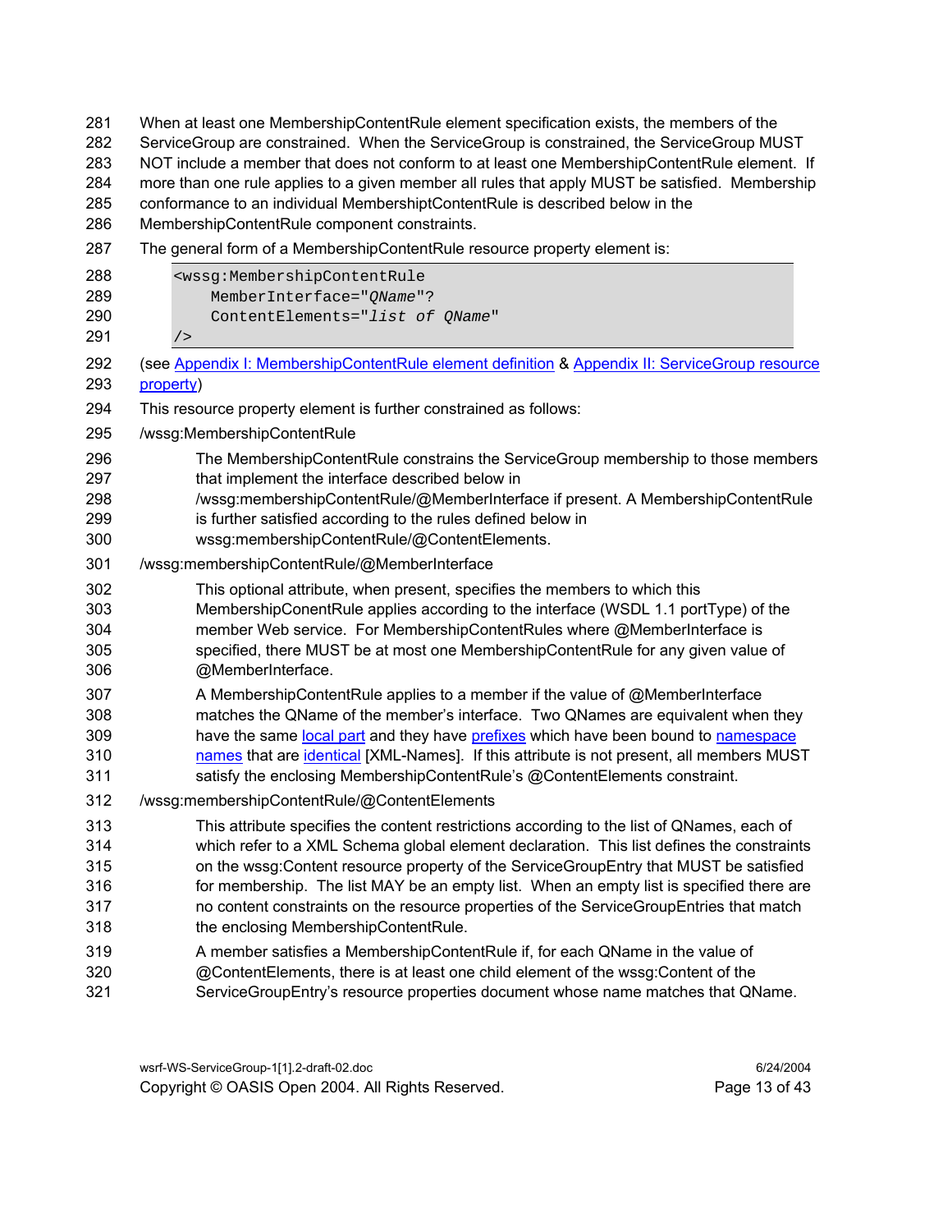When at least one MembershipContentRule element specification exists, the members of the ServiceGroup are constrained. When the ServiceGroup is constrained, the ServiceGroup MUST NOT include a member that does not conform to at least one MembershipContentRule element. If more than one rule applies to a given member all rules that apply MUST be satisfied. Membership conformance to an individual MembershiptContentRule is described below in the MembershipContentRule component constraints.

The general form of a MembershipContentRule resource property element is:

```
<wssg:MembershipContentRule
    MemberInterface="QName"?
    ContentElements="list of QName"
/>
```

(see Appendix I: MembershipContentRule element definition & Appendix II: ServiceGroup resource property)

This resource property element is further constrained as follows:

/wssg:MembershipContentRule

> The MembershipContentRule constrains the ServiceGroup membership to those members that implement the interface described below in /wssg:membershipContentRule/@MemberInterface if present. A MembershipContentRule is further satisfied according to the rules defined below in wssg:membershipContentRule/@ContentElements.

/wssg:membershipContentRule/@MemberInterface

> This optional attribute, when present, specifies the members to which this MembershipConentRule applies according to the interface (WSDL 1.1 portType) of the member Web service. For MembershipContentRules where @MemberInterface is specified, there MUST be at most one MembershipContentRule for any given value of @MemberInterface.
>
> A MembershipContentRule applies to a member if the value of @MemberInterface matches the QName of the member's interface. Two QNames are equivalent when they have the same local part and they have prefixes which have been bound to namespace names that are identical [XML-Names]. If this attribute is not present, all members MUST satisfy the enclosing MembershipContentRule's @ContentElements constraint.

/wssg:membershipContentRule/@ContentElements

> This attribute specifies the content restrictions according to the list of QNames, each of which refer to a XML Schema global element declaration. This list defines the constraints on the wssg:Content resource property of the ServiceGroupEntry that MUST be satisfied for membership. The list MAY be an empty list. When an empty list is specified there are no content constraints on the resource properties of the ServiceGroupEntries that match the enclosing MembershipContentRule.
>
> A member satisfies a MembershipContentRule if, for each QName in the value of @ContentElements, there is at least one child element of the wssg:Content of the ServiceGroupEntry's resource properties document whose name matches that QName.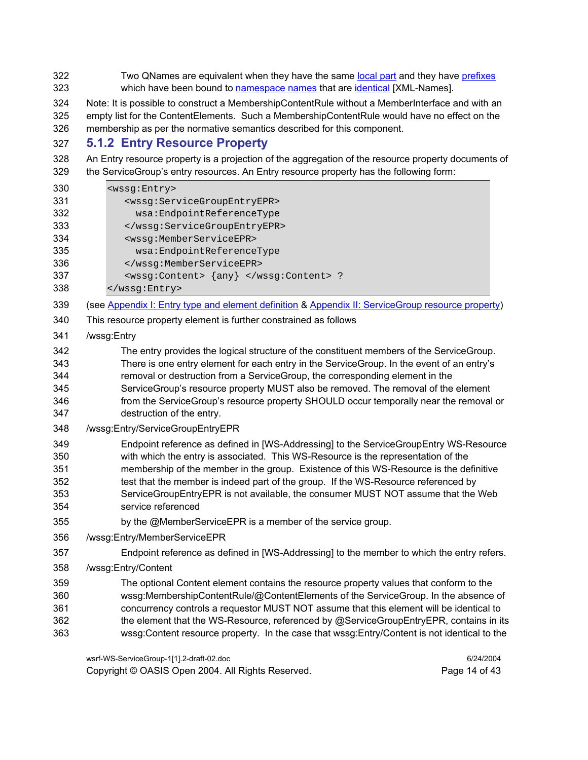Two QNames are equivalent when they have the same local part and they have prefixes which have been bound to namespace names that are identical [XML-Names].

Note: It is possible to construct a MembershipContentRule without a MemberInterface and with an empty list for the ContentElements. Such a MembershipContentRule would have no effect on the membership as per the normative semantics described for this component.

### 5.1.2 Entry Resource Property

An Entry resource property is a projection of the aggregation of the resource property documents of the ServiceGroup's entry resources. An Entry resource property has the following form:

```
<wssg:Entry>
   <wssg:ServiceGroupEntryEPR>
     wsa:EndpointReferenceType
   </wssg:ServiceGroupEntryEPR>
   <wssg:MemberServiceEPR>
     wsa:EndpointReferenceType
   </wssg:MemberServiceEPR>
   <wssg:Content> {any} </wssg:Content> ?
</wssg:Entry>
```

(see Appendix I: Entry type and element definition & Appendix II: ServiceGroup resource property)

This resource property element is further constrained as follows

/wssg:Entry

> The entry provides the logical structure of the constituent members of the ServiceGroup. There is one entry element for each entry in the ServiceGroup. In the event of an entry's removal or destruction from a ServiceGroup, the corresponding element in the ServiceGroup's resource property MUST also be removed. The removal of the element from the ServiceGroup's resource property SHOULD occur temporally near the removal or destruction of the entry.

/wssg:Entry/ServiceGroupEntryEPR

> Endpoint reference as defined in [WS-Addressing] to the ServiceGroupEntry WS-Resource with which the entry is associated. This WS-Resource is the representation of the membership of the member in the group. Existence of this WS-Resource is the definitive test that the member is indeed part of the group. If the WS-Resource referenced by ServiceGroupEntryEPR is not available, the consumer MUST NOT assume that the Web service referenced
>
> by the @MemberServiceEPR is a member of the service group.

/wssg:Entry/MemberServiceEPR

> Endpoint reference as defined in [WS-Addressing] to the member to which the entry refers.

/wssg:Entry/Content

> The optional Content element contains the resource property values that conform to the wssg:MembershipContentRule/@ContentElements of the ServiceGroup. In the absence of concurrency controls a requestor MUST NOT assume that this element will be identical to the element that the WS-Resource, referenced by @ServiceGroupEntryEPR, contains in its wssg:Content resource property. In the case that wssg:Entry/Content is not identical to the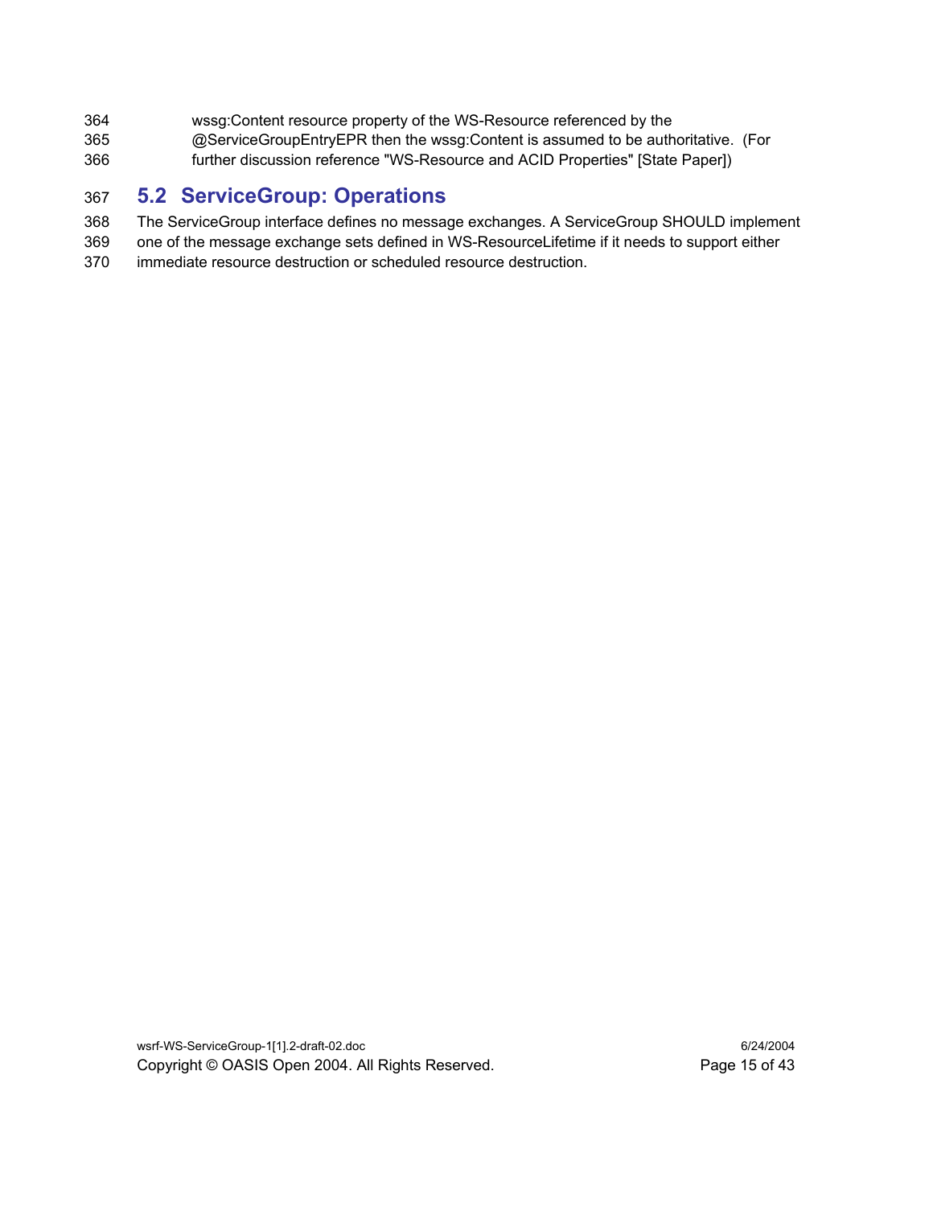wssg:Content resource property of the WS-Resource referenced by the @ServiceGroupEntryEPR then the wssg:Content is assumed to be authoritative. (For further discussion reference "WS-Resource and ACID Properties" [State Paper])

## 5.2 ServiceGroup: Operations

The ServiceGroup interface defines no message exchanges. A ServiceGroup SHOULD implement one of the message exchange sets defined in WS-ResourceLifetime if it needs to support either immediate resource destruction or scheduled resource destruction.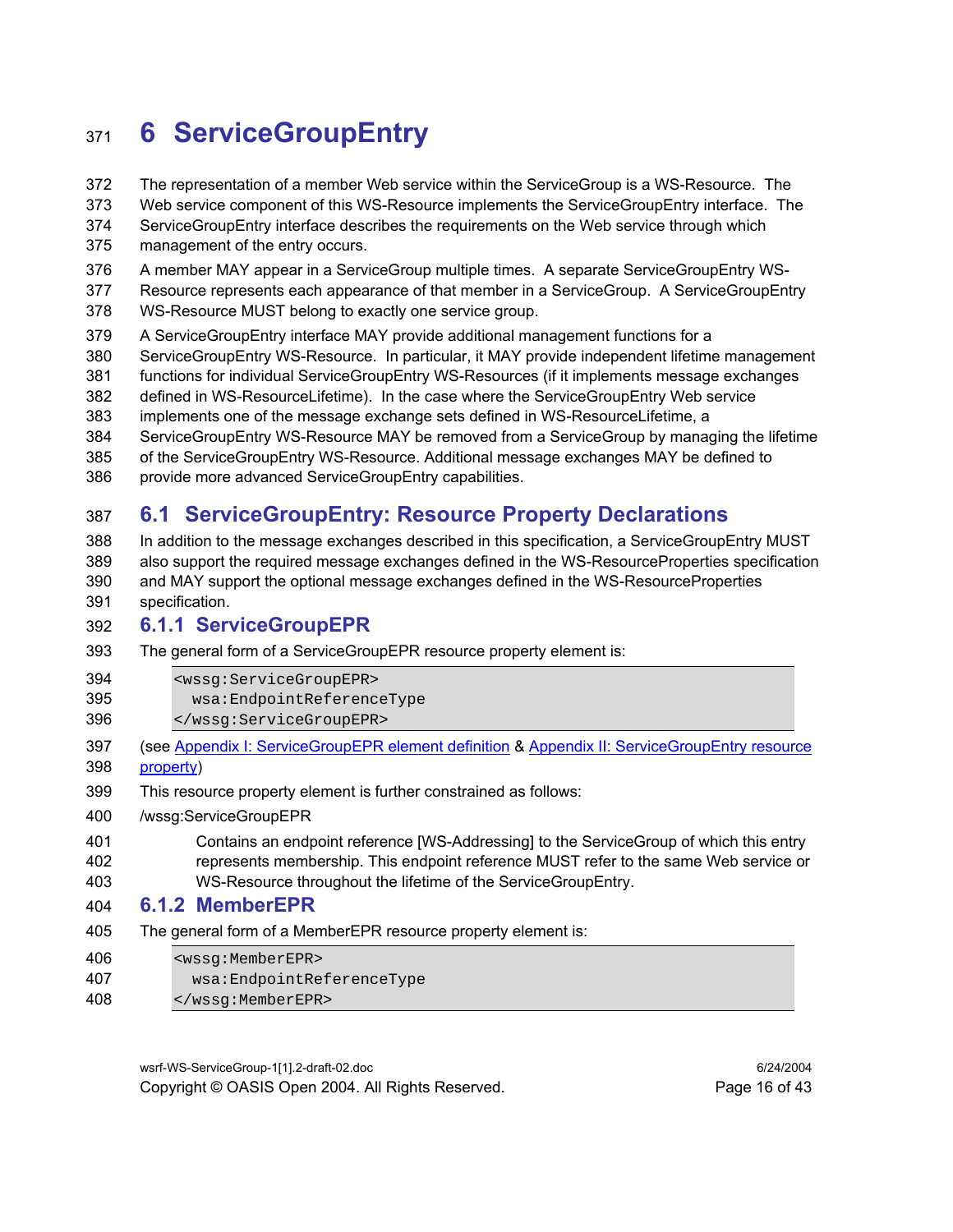# 6 ServiceGroupEntry

The representation of a member Web service within the ServiceGroup is a WS-Resource. The Web service component of this WS-Resource implements the ServiceGroupEntry interface. The ServiceGroupEntry interface describes the requirements on the Web service through which management of the entry occurs.

A member MAY appear in a ServiceGroup multiple times. A separate ServiceGroupEntry WS-Resource represents each appearance of that member in a ServiceGroup. A ServiceGroupEntry WS-Resource MUST belong to exactly one service group.

A ServiceGroupEntry interface MAY provide additional management functions for a ServiceGroupEntry WS-Resource. In particular, it MAY provide independent lifetime management functions for individual ServiceGroupEntry WS-Resources (if it implements message exchanges defined in WS-ResourceLifetime). In the case where the ServiceGroupEntry Web service implements one of the message exchange sets defined in WS-ResourceLifetime, a ServiceGroupEntry WS-Resource MAY be removed from a ServiceGroup by managing the lifetime of the ServiceGroupEntry WS-Resource. Additional message exchanges MAY be defined to provide more advanced ServiceGroupEntry capabilities.

## 6.1 ServiceGroupEntry: Resource Property Declarations

In addition to the message exchanges described in this specification, a ServiceGroupEntry MUST also support the required message exchanges defined in the WS-ResourceProperties specification and MAY support the optional message exchanges defined in the WS-ResourceProperties specification.

### 6.1.1 ServiceGroupEPR

The general form of a ServiceGroupEPR resource property element is:

```
<wssg:ServiceGroupEPR>
  wsa:EndpointReferenceType
</wssg:ServiceGroupEPR>
```

(see Appendix I: ServiceGroupEPR element definition & Appendix II: ServiceGroupEntry resource property)

This resource property element is further constrained as follows:

/wssg:ServiceGroupEPR

Contains an endpoint reference [WS-Addressing] to the ServiceGroup of which this entry represents membership. This endpoint reference MUST refer to the same Web service or WS-Resource throughout the lifetime of the ServiceGroupEntry.

### 6.1.2 MemberEPR

The general form of a MemberEPR resource property element is:

```
<wssg:MemberEPR>
  wsa:EndpointReferenceType
</wssg:MemberEPR>
```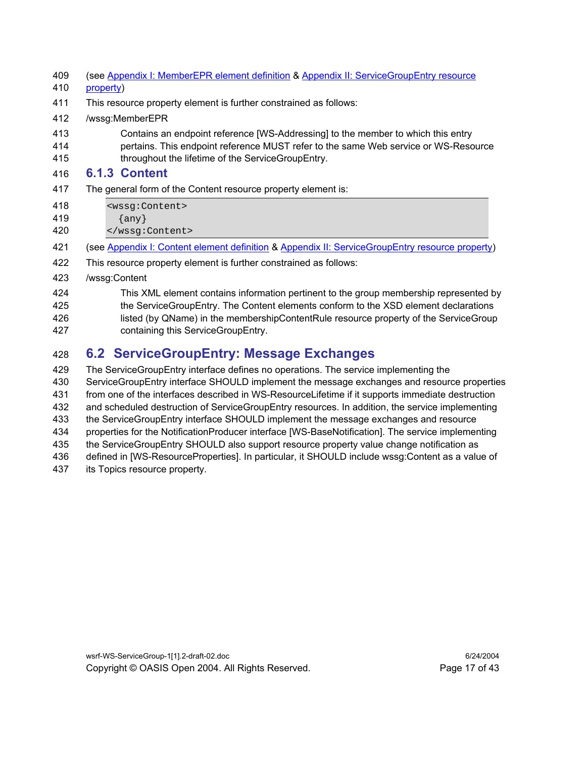(see Appendix I: MemberEPR element definition & Appendix II: ServiceGroupEntry resource property)

This resource property element is further constrained as follows:

/wssg:MemberEPR

Contains an endpoint reference [WS-Addressing] to the member to which this entry pertains. This endpoint reference MUST refer to the same Web service or WS-Resource throughout the lifetime of the ServiceGroupEntry.

### 6.1.3 Content

The general form of the Content resource property element is:

```
<wssg:Content>
  {any}
</wssg:Content>
```

(see Appendix I: Content element definition & Appendix II: ServiceGroupEntry resource property)

This resource property element is further constrained as follows:

/wssg:Content

This XML element contains information pertinent to the group membership represented by the ServiceGroupEntry. The Content elements conform to the XSD element declarations listed (by QName) in the membershipContentRule resource property of the ServiceGroup containing this ServiceGroupEntry.

## 6.2 ServiceGroupEntry: Message Exchanges

The ServiceGroupEntry interface defines no operations. The service implementing the ServiceGroupEntry interface SHOULD implement the message exchanges and resource properties from one of the interfaces described in WS-ResourceLifetime if it supports immediate destruction and scheduled destruction of ServiceGroupEntry resources. In addition, the service implementing the ServiceGroupEntry interface SHOULD implement the message exchanges and resource properties for the NotificationProducer interface [WS-BaseNotification]. The service implementing the ServiceGroupEntry SHOULD also support resource property value change notification as defined in [WS-ResourceProperties]. In particular, it SHOULD include wssg:Content as a value of its Topics resource property.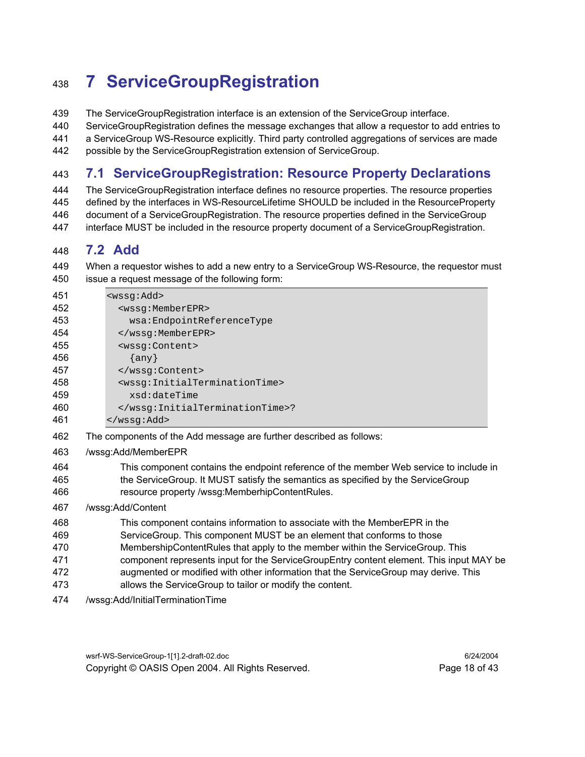# 7 ServiceGroupRegistration

The ServiceGroupRegistration interface is an extension of the ServiceGroup interface. ServiceGroupRegistration defines the message exchanges that allow a requestor to add entries to a ServiceGroup WS-Resource explicitly. Third party controlled aggregations of services are made possible by the ServiceGroupRegistration extension of ServiceGroup.

## 7.1 ServiceGroupRegistration: Resource Property Declarations

The ServiceGroupRegistration interface defines no resource properties. The resource properties defined by the interfaces in WS-ResourceLifetime SHOULD be included in the ResourceProperty document of a ServiceGroupRegistration. The resource properties defined in the ServiceGroup interface MUST be included in the resource property document of a ServiceGroupRegistration.

## 7.2 Add

When a requestor wishes to add a new entry to a ServiceGroup WS-Resource, the requestor must issue a request message of the following form:

```
<wssg:Add>
  <wssg:MemberEPR>
    wsa:EndpointReferenceType
  </wssg:MemberEPR>
  <wssg:Content>
    {any}
  </wssg:Content>
  <wssg:InitialTerminationTime>
    xsd:dateTime
  </wssg:InitialTerminationTime>?
</wssg:Add>
```

The components of the Add message are further described as follows:

/wssg:Add/MemberEPR

> This component contains the endpoint reference of the member Web service to include in the ServiceGroup. It MUST satisfy the semantics as specified by the ServiceGroup resource property /wssg:MemberhipContentRules.

/wssg:Add/Content

> This component contains information to associate with the MemberEPR in the ServiceGroup. This component MUST be an element that conforms to those MembershipContentRules that apply to the member within the ServiceGroup. This component represents input for the ServiceGroupEntry content element. This input MAY be augmented or modified with other information that the ServiceGroup may derive. This allows the ServiceGroup to tailor or modify the content.

/wssg:Add/InitialTerminationTime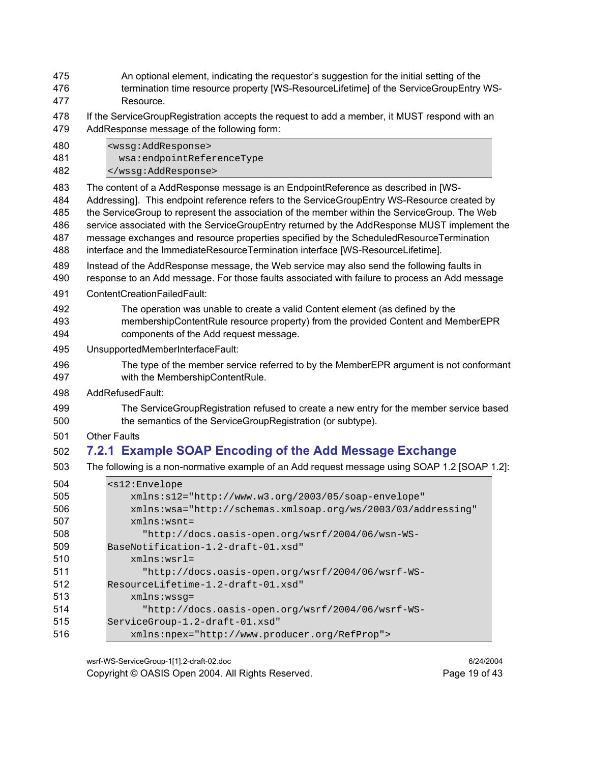An optional element, indicating the requestor's suggestion for the initial setting of the termination time resource property [WS-ResourceLifetime] of the ServiceGroupEntry WS-Resource.

If the ServiceGroupRegistration accepts the request to add a member, it MUST respond with an AddResponse message of the following form:

```
<wssg:AddResponse>
  wsa:endpointReferenceType
</wssg:AddResponse>
```

The content of a AddResponse message is an EndpointReference as described in [WS-Addressing]. This endpoint reference refers to the ServiceGroupEntry WS-Resource created by the ServiceGroup to represent the association of the member within the ServiceGroup. The Web service associated with the ServiceGroupEntry returned by the AddResponse MUST implement the message exchanges and resource properties specified by the ScheduledResourceTermination interface and the ImmediateResourceTermination interface [WS-ResourceLifetime].

Instead of the AddResponse message, the Web service may also send the following faults in response to an Add message. For those faults associated with failure to process an Add message

ContentCreationFailedFault:

The operation was unable to create a valid Content element (as defined by the membershipContentRule resource property) from the provided Content and MemberEPR components of the Add request message.

UnsupportedMemberInterfaceFault:

The type of the member service referred to by the MemberEPR argument is not conformant with the MembershipContentRule.

AddRefusedFault:

The ServiceGroupRegistration refused to create a new entry for the member service based the semantics of the ServiceGroupRegistration (or subtype).

Other Faults

### 7.2.1 Example SOAP Encoding of the Add Message Exchange

The following is a non-normative example of an Add request message using SOAP 1.2 [SOAP 1.2]:

```
<s12:Envelope
    xmlns:s12="http://www.w3.org/2003/05/soap-envelope"
    xmlns:wsa="http://schemas.xmlsoap.org/ws/2003/03/addressing"
    xmlns:wsnt=
      "http://docs.oasis-open.org/wsrf/2004/06/wsn-WS-
BaseNotification-1.2-draft-01.xsd"
    xmlns:wsrl=
      "http://docs.oasis-open.org/wsrf/2004/06/wsrf-WS-
ResourceLifetime-1.2-draft-01.xsd"
    xmlns:wssg=
      "http://docs.oasis-open.org/wsrf/2004/06/wsrf-WS-
ServiceGroup-1.2-draft-01.xsd"
    xmlns:npex="http://www.producer.org/RefProp">
```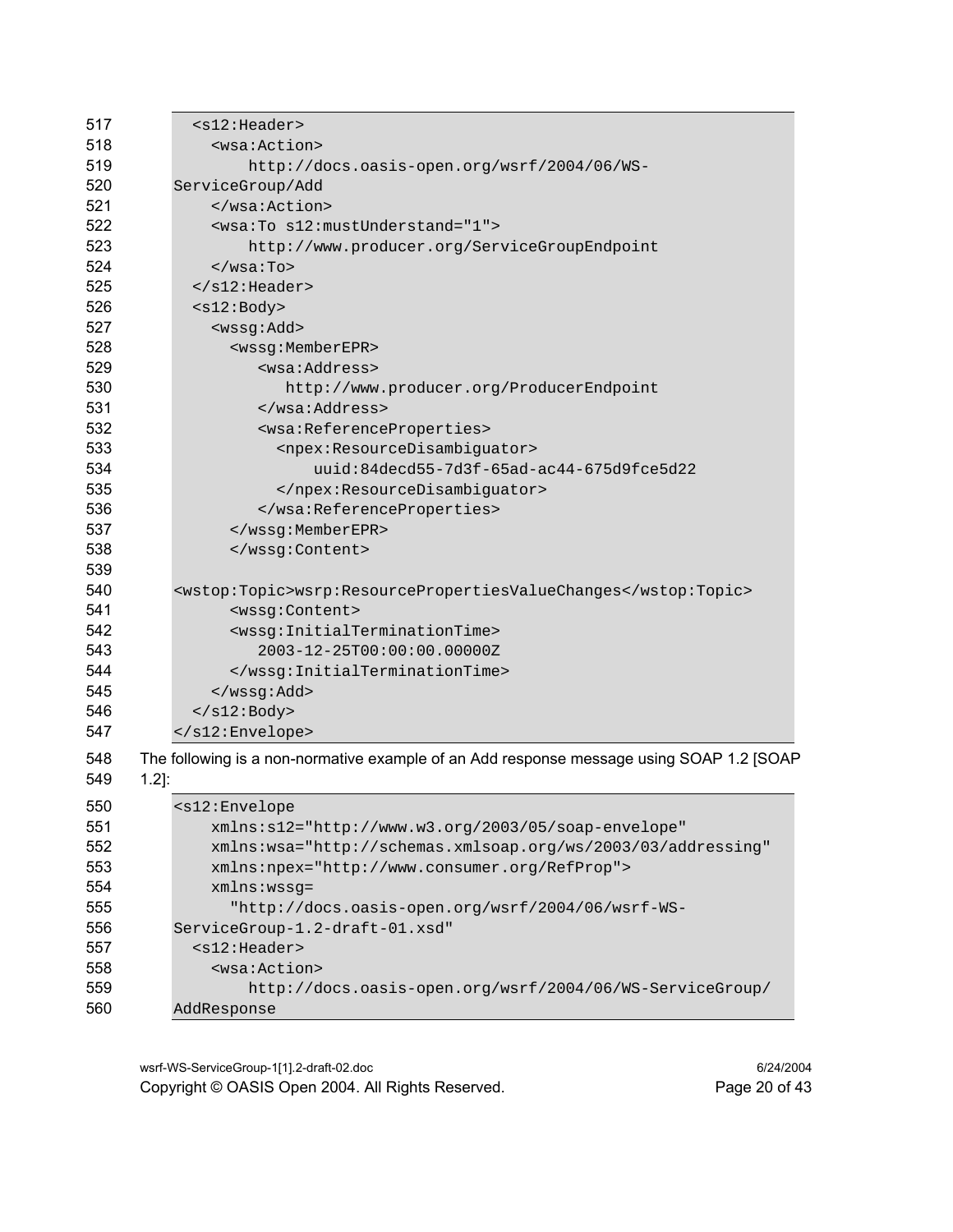```
  <s12:Header>
    <wsa:Action>
        http://docs.oasis-open.org/wsrf/2004/06/WS-
ServiceGroup/Add
    </wsa:Action>
    <wsa:To s12:mustUnderstand="1">
        http://www.producer.org/ServiceGroupEndpoint
    </wsa:To>
  </s12:Header>
  <s12:Body>
    <wssg:Add>
      <wssg:MemberEPR>
         <wsa:Address>
            http://www.producer.org/ProducerEndpoint
         </wsa:Address>
         <wsa:ReferenceProperties>
           <npex:ResourceDisambiguator>
               uuid:84decd55-7d3f-65ad-ac44-675d9fce5d22
           </npex:ResourceDisambiguator>
         </wsa:ReferenceProperties>
      </wssg:MemberEPR>
      </wssg:Content>

<wstop:Topic>wsrp:ResourcePropertiesValueChanges</wstop:Topic>
      <wssg:Content>
      <wssg:InitialTerminationTime>
         2003-12-25T00:00:00.00000Z
      </wssg:InitialTerminationTime>
    </wssg:Add>
  </s12:Body>
</s12:Envelope>
```

The following is a non-normative example of an Add response message using SOAP 1.2 [SOAP 1.2]:

```
<s12:Envelope
    xmlns:s12="http://www.w3.org/2003/05/soap-envelope"
    xmlns:wsa="http://schemas.xmlsoap.org/ws/2003/03/addressing"
    xmlns:npex="http://www.consumer.org/RefProp">
    xmlns:wssg=
      "http://docs.oasis-open.org/wsrf/2004/06/wsrf-WS-
ServiceGroup-1.2-draft-01.xsd"
  <s12:Header>
    <wsa:Action>
        http://docs.oasis-open.org/wsrf/2004/06/WS-ServiceGroup/
AddResponse
```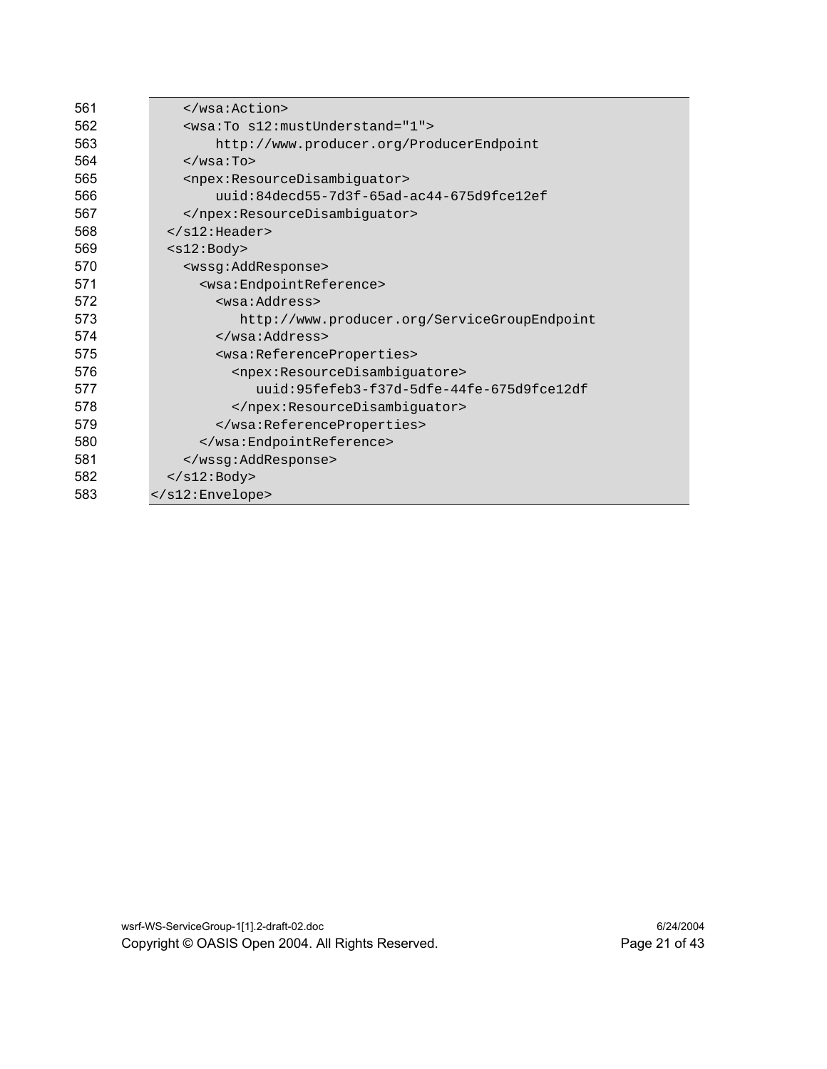```
561            </wsa:Action>
562            <wsa:To s12:mustUnderstand="1">
563                http://www.producer.org/ProducerEndpoint
564            </wsa:To>
565            <npex:ResourceDisambiguator>
566                uuid:84decd55-7d3f-65ad-ac44-675d9fce12ef
567            </npex:ResourceDisambiguator>
568          </s12:Header>
569          <s12:Body>
570            <wssg:AddResponse>
571              <wsa:EndpointReference>
572                <wsa:Address>
573                   http://www.producer.org/ServiceGroupEndpoint
574                </wsa:Address>
575                <wsa:ReferenceProperties>
576                  <npex:ResourceDisambiguatore>
577                     uuid:95fefeb3-f37d-5dfe-44fe-675d9fce12df
578                  </npex:ResourceDisambiguator>
579                </wsa:ReferenceProperties>
580              </wsa:EndpointReference>
581            </wssg:AddResponse>
582          </s12:Body>
583        </s12:Envelope>
```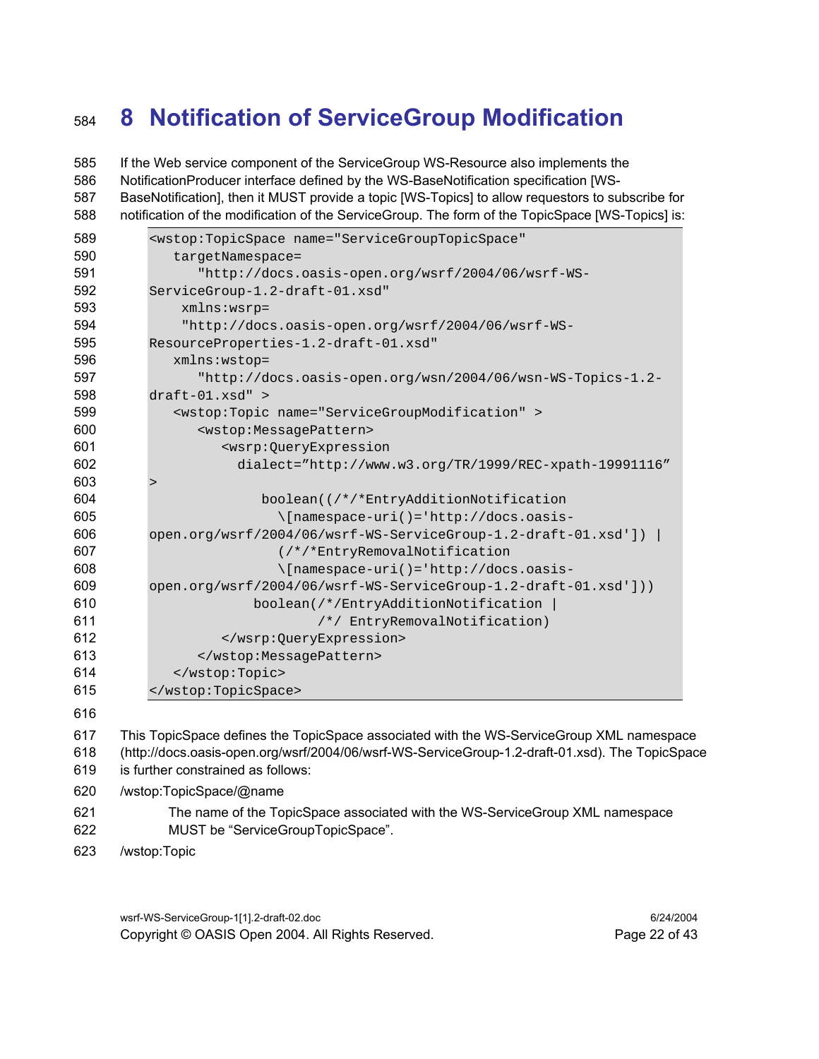# 8 Notification of ServiceGroup Modification

If the Web service component of the ServiceGroup WS-Resource also implements the NotificationProducer interface defined by the WS-BaseNotification specification [WS-BaseNotification], then it MUST provide a topic [WS-Topics] to allow requestors to subscribe for notification of the modification of the ServiceGroup. The form of the TopicSpace [WS-Topics] is:

```
<wstop:TopicSpace name="ServiceGroupTopicSpace"
   targetNamespace=
      "http://docs.oasis-open.org/wsrf/2004/06/wsrf-WS-
ServiceGroup-1.2-draft-01.xsd"
    xmlns:wsrp=
    "http://docs.oasis-open.org/wsrf/2004/06/wsrf-WS-
ResourceProperties-1.2-draft-01.xsd"
   xmlns:wstop=
      "http://docs.oasis-open.org/wsn/2004/06/wsn-WS-Topics-1.2-
draft-01.xsd" >
   <wstop:Topic name="ServiceGroupModification" >
      <wstop:MessagePattern>
         <wsrp:QueryExpression
           dialect="http://www.w3.org/TR/1999/REC-xpath-19991116"
>
              boolean((/*/*EntryAdditionNotification
                \[namespace-uri()='http://docs.oasis-
open.org/wsrf/2004/06/wsrf-WS-ServiceGroup-1.2-draft-01.xsd']) |
                (/*/*EntryRemovalNotification
                \[namespace-uri()='http://docs.oasis-
open.org/wsrf/2004/06/wsrf-WS-ServiceGroup-1.2-draft-01.xsd']))
             boolean(/*/EntryAdditionNotification |
                     /*/ EntryRemovalNotification)
         </wsrp:QueryExpression>
      </wstop:MessagePattern>
   </wstop:Topic>
</wstop:TopicSpace>
```

This TopicSpace defines the TopicSpace associated with the WS-ServiceGroup XML namespace (http://docs.oasis-open.org/wsrf/2004/06/wsrf-WS-ServiceGroup-1.2-draft-01.xsd). The TopicSpace is further constrained as follows:

/wstop:TopicSpace/@name

> The name of the TopicSpace associated with the WS-ServiceGroup XML namespace MUST be "ServiceGroupTopicSpace".

/wstop:Topic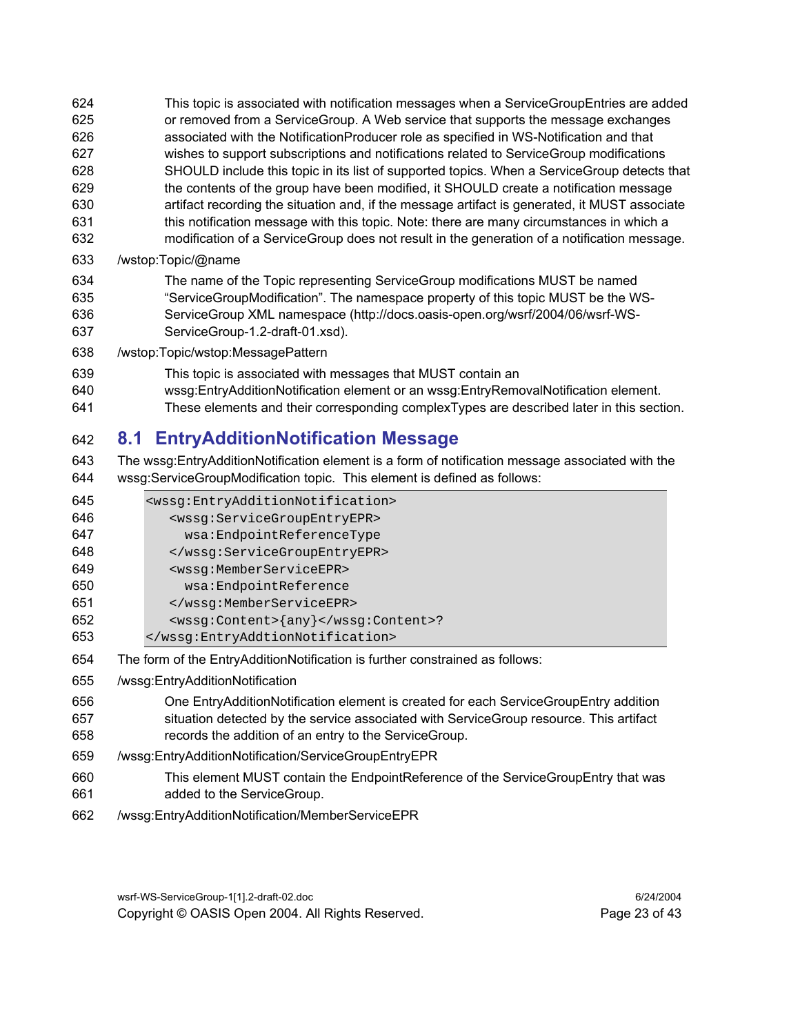This topic is associated with notification messages when a ServiceGroupEntries are added or removed from a ServiceGroup. A Web service that supports the message exchanges associated with the NotificationProducer role as specified in WS-Notification and that wishes to support subscriptions and notifications related to ServiceGroup modifications SHOULD include this topic in its list of supported topics. When a ServiceGroup detects that the contents of the group have been modified, it SHOULD create a notification message artifact recording the situation and, if the message artifact is generated, it MUST associate this notification message with this topic. Note: there are many circumstances in which a modification of a ServiceGroup does not result in the generation of a notification message.

/wstop:Topic/@name

The name of the Topic representing ServiceGroup modifications MUST be named "ServiceGroupModification". The namespace property of this topic MUST be the WS-ServiceGroup XML namespace (http://docs.oasis-open.org/wsrf/2004/06/wsrf-WS-ServiceGroup-1.2-draft-01.xsd).

/wstop:Topic/wstop:MessagePattern

This topic is associated with messages that MUST contain an wssg:EntryAdditionNotification element or an wssg:EntryRemovalNotification element. These elements and their corresponding complexTypes are described later in this section.

## 8.1 EntryAdditionNotification Message

The wssg:EntryAdditionNotification element is a form of notification message associated with the wssg:ServiceGroupModification topic. This element is defined as follows:

```
<wssg:EntryAdditionNotification>
   <wssg:ServiceGroupEntryEPR>
     wsa:EndpointReferenceType
   </wssg:ServiceGroupEntryEPR>
   <wssg:MemberServiceEPR>
     wsa:EndpointReference
   </wssg:MemberServiceEPR>
   <wssg:Content>{any}</wssg:Content>?
</wssg:EntryAddtionNotification>
```

The form of the EntryAdditionNotification is further constrained as follows:

/wssg:EntryAdditionNotification

One EntryAdditionNotification element is created for each ServiceGroupEntry addition situation detected by the service associated with ServiceGroup resource. This artifact records the addition of an entry to the ServiceGroup.

/wssg:EntryAdditionNotification/ServiceGroupEntryEPR

This element MUST contain the EndpointReference of the ServiceGroupEntry that was added to the ServiceGroup.

/wssg:EntryAdditionNotification/MemberServiceEPR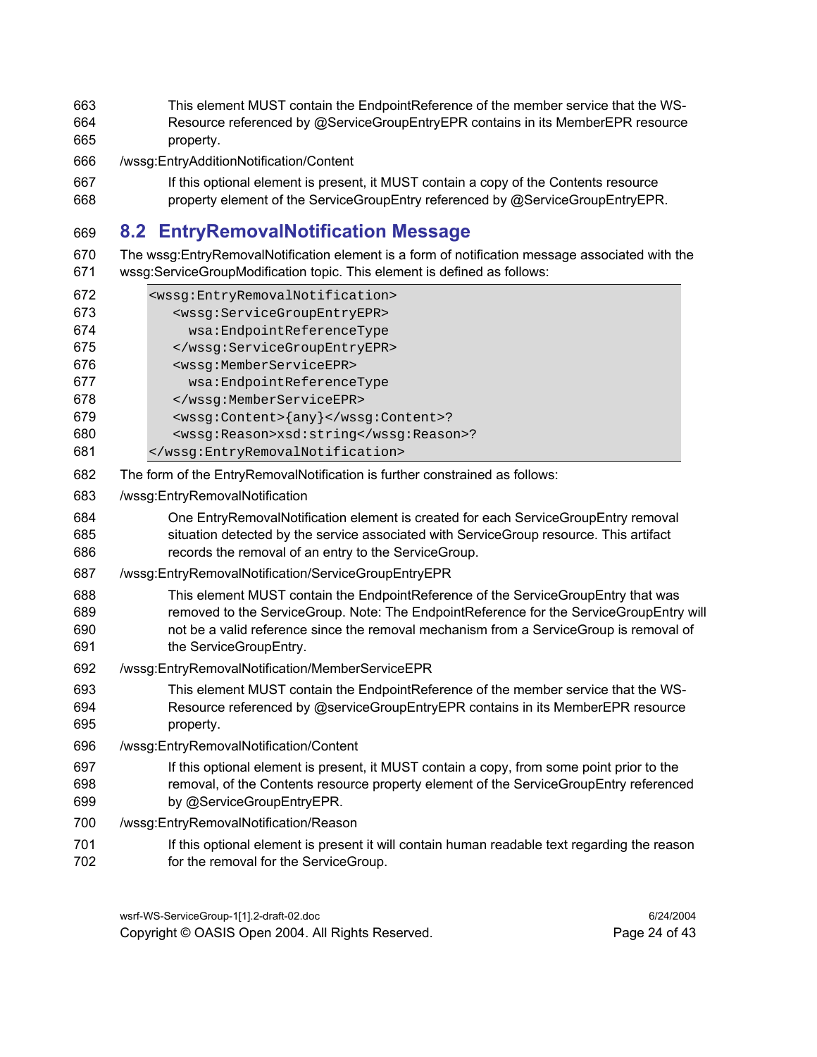This element MUST contain the EndpointReference of the member service that the WS-Resource referenced by @ServiceGroupEntryEPR contains in its MemberEPR resource property.

/wssg:EntryAdditionNotification/Content

If this optional element is present, it MUST contain a copy of the Contents resource property element of the ServiceGroupEntry referenced by @ServiceGroupEntryEPR.

## 8.2 EntryRemovalNotification Message

The wssg:EntryRemovalNotification element is a form of notification message associated with the wssg:ServiceGroupModification topic. This element is defined as follows:

```
<wssg:EntryRemovalNotification>
   <wssg:ServiceGroupEntryEPR>
     wsa:EndpointReferenceType
   </wssg:ServiceGroupEntryEPR>
   <wssg:MemberServiceEPR>
     wsa:EndpointReferenceType
   </wssg:MemberServiceEPR>
   <wssg:Content>{any}</wssg:Content>?
   <wssg:Reason>xsd:string</wssg:Reason>?
</wssg:EntryRemovalNotification>
```

The form of the EntryRemovalNotification is further constrained as follows:

/wssg:EntryRemovalNotification

One EntryRemovalNotification element is created for each ServiceGroupEntry removal situation detected by the service associated with ServiceGroup resource. This artifact records the removal of an entry to the ServiceGroup.

/wssg:EntryRemovalNotification/ServiceGroupEntryEPR

This element MUST contain the EndpointReference of the ServiceGroupEntry that was removed to the ServiceGroup. Note: The EndpointReference for the ServiceGroupEntry will not be a valid reference since the removal mechanism from a ServiceGroup is removal of the ServiceGroupEntry.

/wssg:EntryRemovalNotification/MemberServiceEPR

This element MUST contain the EndpointReference of the member service that the WS-Resource referenced by @serviceGroupEntryEPR contains in its MemberEPR resource property.

/wssg:EntryRemovalNotification/Content

If this optional element is present, it MUST contain a copy, from some point prior to the removal, of the Contents resource property element of the ServiceGroupEntry referenced by @ServiceGroupEntryEPR.

/wssg:EntryRemovalNotification/Reason

If this optional element is present it will contain human readable text regarding the reason for the removal for the ServiceGroup.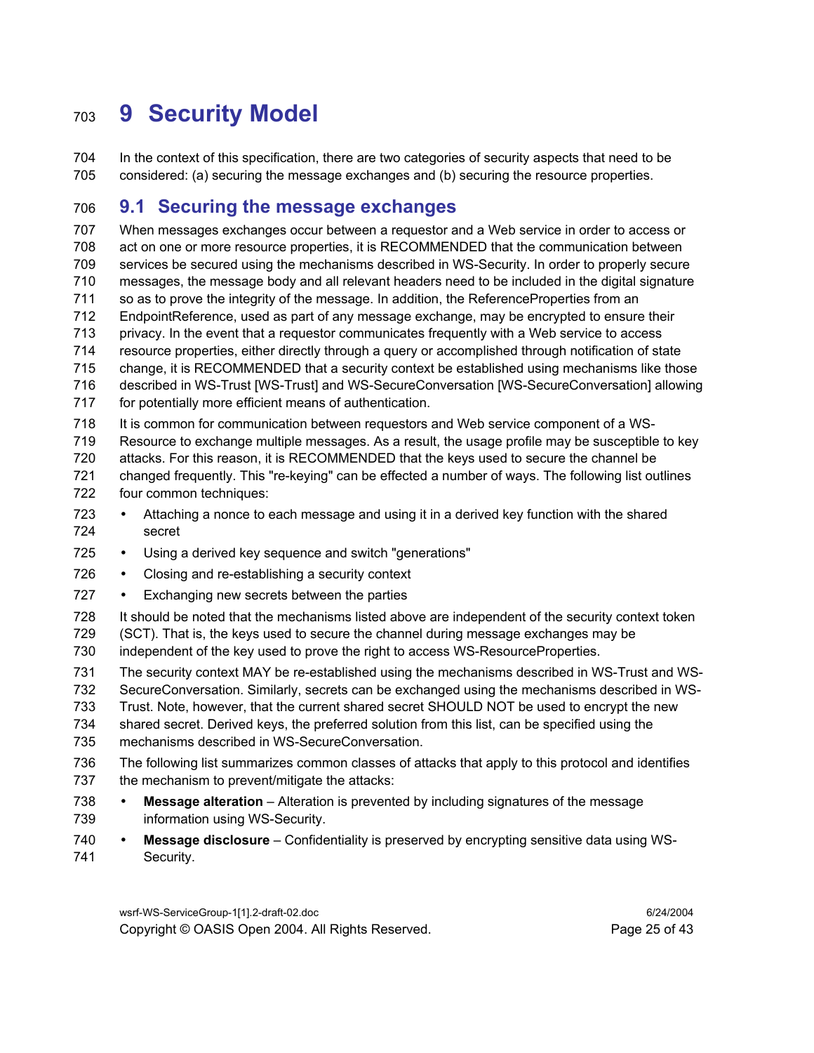# 9 Security Model

In the context of this specification, there are two categories of security aspects that need to be considered: (a) securing the message exchanges and (b) securing the resource properties.

## 9.1 Securing the message exchanges

When messages exchanges occur between a requestor and a Web service in order to access or act on one or more resource properties, it is RECOMMENDED that the communication between services be secured using the mechanisms described in WS-Security. In order to properly secure messages, the message body and all relevant headers need to be included in the digital signature so as to prove the integrity of the message. In addition, the ReferenceProperties from an EndpointReference, used as part of any message exchange, may be encrypted to ensure their privacy. In the event that a requestor communicates frequently with a Web service to access resource properties, either directly through a query or accomplished through notification of state change, it is RECOMMENDED that a security context be established using mechanisms like those described in WS-Trust [WS-Trust] and WS-SecureConversation [WS-SecureConversation] allowing for potentially more efficient means of authentication.

It is common for communication between requestors and Web service component of a WS-Resource to exchange multiple messages. As a result, the usage profile may be susceptible to key attacks. For this reason, it is RECOMMENDED that the keys used to secure the channel be changed frequently. This "re-keying" can be effected a number of ways. The following list outlines four common techniques:

- Attaching a nonce to each message and using it in a derived key function with the shared secret
- Using a derived key sequence and switch "generations"
- Closing and re-establishing a security context
- Exchanging new secrets between the parties

It should be noted that the mechanisms listed above are independent of the security context token (SCT). That is, the keys used to secure the channel during message exchanges may be independent of the key used to prove the right to access WS-ResourceProperties.

The security context MAY be re-established using the mechanisms described in WS-Trust and WS-SecureConversation. Similarly, secrets can be exchanged using the mechanisms described in WS-Trust. Note, however, that the current shared secret SHOULD NOT be used to encrypt the new shared secret. Derived keys, the preferred solution from this list, can be specified using the mechanisms described in WS-SecureConversation.

The following list summarizes common classes of attacks that apply to this protocol and identifies the mechanism to prevent/mitigate the attacks:

- **Message alteration** – Alteration is prevented by including signatures of the message information using WS-Security.
- **Message disclosure** – Confidentiality is preserved by encrypting sensitive data using WS-Security.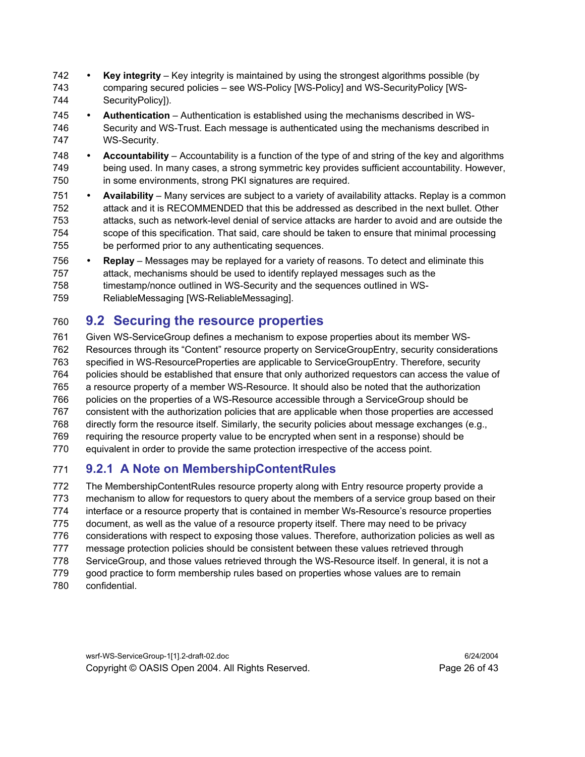- **Key integrity** – Key integrity is maintained by using the strongest algorithms possible (by comparing secured policies – see WS-Policy [WS-Policy] and WS-SecurityPolicy [WS-SecurityPolicy]).
- **Authentication** – Authentication is established using the mechanisms described in WS-Security and WS-Trust. Each message is authenticated using the mechanisms described in WS-Security.
- **Accountability** – Accountability is a function of the type of and string of the key and algorithms being used. In many cases, a strong symmetric key provides sufficient accountability. However, in some environments, strong PKI signatures are required.
- **Availability** – Many services are subject to a variety of availability attacks. Replay is a common attack and it is RECOMMENDED that this be addressed as described in the next bullet. Other attacks, such as network-level denial of service attacks are harder to avoid and are outside the scope of this specification. That said, care should be taken to ensure that minimal processing be performed prior to any authenticating sequences.
- **Replay** – Messages may be replayed for a variety of reasons. To detect and eliminate this attack, mechanisms should be used to identify replayed messages such as the timestamp/nonce outlined in WS-Security and the sequences outlined in WS-ReliableMessaging [WS-ReliableMessaging].

## 9.2 Securing the resource properties

Given WS-ServiceGroup defines a mechanism to expose properties about its member WS-Resources through its "Content" resource property on ServiceGroupEntry, security considerations specified in WS-ResourceProperties are applicable to ServiceGroupEntry. Therefore, security policies should be established that ensure that only authorized requestors can access the value of a resource property of a member WS-Resource. It should also be noted that the authorization policies on the properties of a WS-Resource accessible through a ServiceGroup should be consistent with the authorization policies that are applicable when those properties are accessed directly form the resource itself. Similarly, the security policies about message exchanges (e.g., requiring the resource property value to be encrypted when sent in a response) should be equivalent in order to provide the same protection irrespective of the access point.

### 9.2.1 A Note on MembershipContentRules

The MembershipContentRules resource property along with Entry resource property provide a mechanism to allow for requestors to query about the members of a service group based on their interface or a resource property that is contained in member Ws-Resource's resource properties document, as well as the value of a resource property itself. There may need to be privacy considerations with respect to exposing those values. Therefore, authorization policies as well as message protection policies should be consistent between these values retrieved through ServiceGroup, and those values retrieved through the WS-Resource itself. In general, it is not a good practice to form membership rules based on properties whose values are to remain confidential.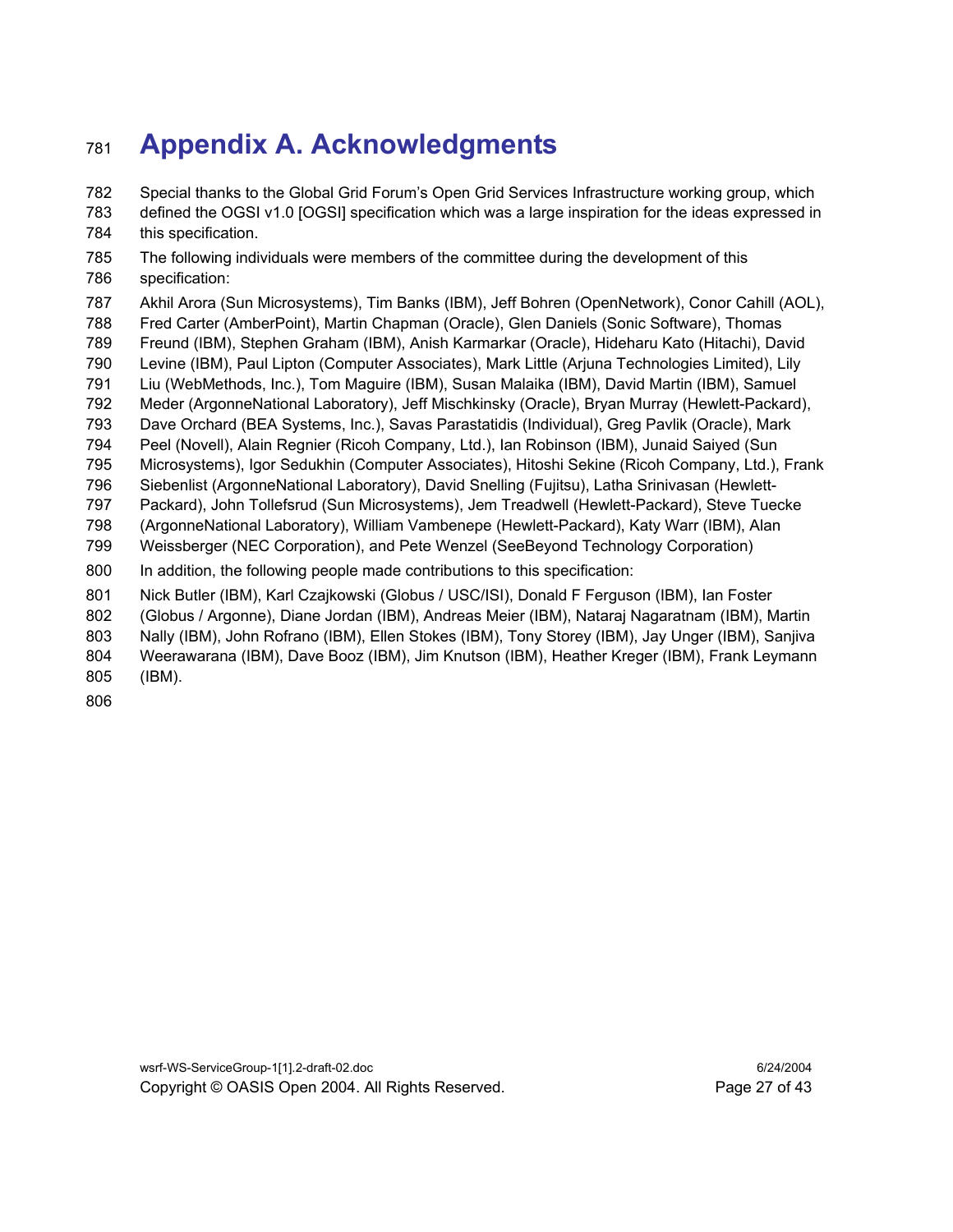# Appendix A. Acknowledgments

Special thanks to the Global Grid Forum's Open Grid Services Infrastructure working group, which defined the OGSI v1.0 [OGSI] specification which was a large inspiration for the ideas expressed in this specification.

The following individuals were members of the committee during the development of this specification:

Akhil Arora (Sun Microsystems), Tim Banks (IBM), Jeff Bohren (OpenNetwork), Conor Cahill (AOL), Fred Carter (AmberPoint), Martin Chapman (Oracle), Glen Daniels (Sonic Software), Thomas Freund (IBM), Stephen Graham (IBM), Anish Karmarkar (Oracle), Hideharu Kato (Hitachi), David Levine (IBM), Paul Lipton (Computer Associates), Mark Little (Arjuna Technologies Limited), Lily Liu (WebMethods, Inc.), Tom Maguire (IBM), Susan Malaika (IBM), David Martin (IBM), Samuel Meder (ArgonneNational Laboratory), Jeff Mischkinsky (Oracle), Bryan Murray (Hewlett-Packard), Dave Orchard (BEA Systems, Inc.), Savas Parastatidis (Individual), Greg Pavlik (Oracle), Mark Peel (Novell), Alain Regnier (Ricoh Company, Ltd.), Ian Robinson (IBM), Junaid Saiyed (Sun Microsystems), Igor Sedukhin (Computer Associates), Hitoshi Sekine (Ricoh Company, Ltd.), Frank Siebenlist (ArgonneNational Laboratory), David Snelling (Fujitsu), Latha Srinivasan (Hewlett-Packard), John Tollefsrud (Sun Microsystems), Jem Treadwell (Hewlett-Packard), Steve Tuecke (ArgonneNational Laboratory), William Vambenepe (Hewlett-Packard), Katy Warr (IBM), Alan Weissberger (NEC Corporation), and Pete Wenzel (SeeBeyond Technology Corporation)

In addition, the following people made contributions to this specification:

Nick Butler (IBM), Karl Czajkowski (Globus / USC/ISI), Donald F Ferguson (IBM), Ian Foster (Globus / Argonne), Diane Jordan (IBM), Andreas Meier (IBM), Nataraj Nagaratnam (IBM), Martin Nally (IBM), John Rofrano (IBM), Ellen Stokes (IBM), Tony Storey (IBM), Jay Unger (IBM), Sanjiva Weerawarana (IBM), Dave Booz (IBM), Jim Knutson (IBM), Heather Kreger (IBM), Frank Leymann (IBM).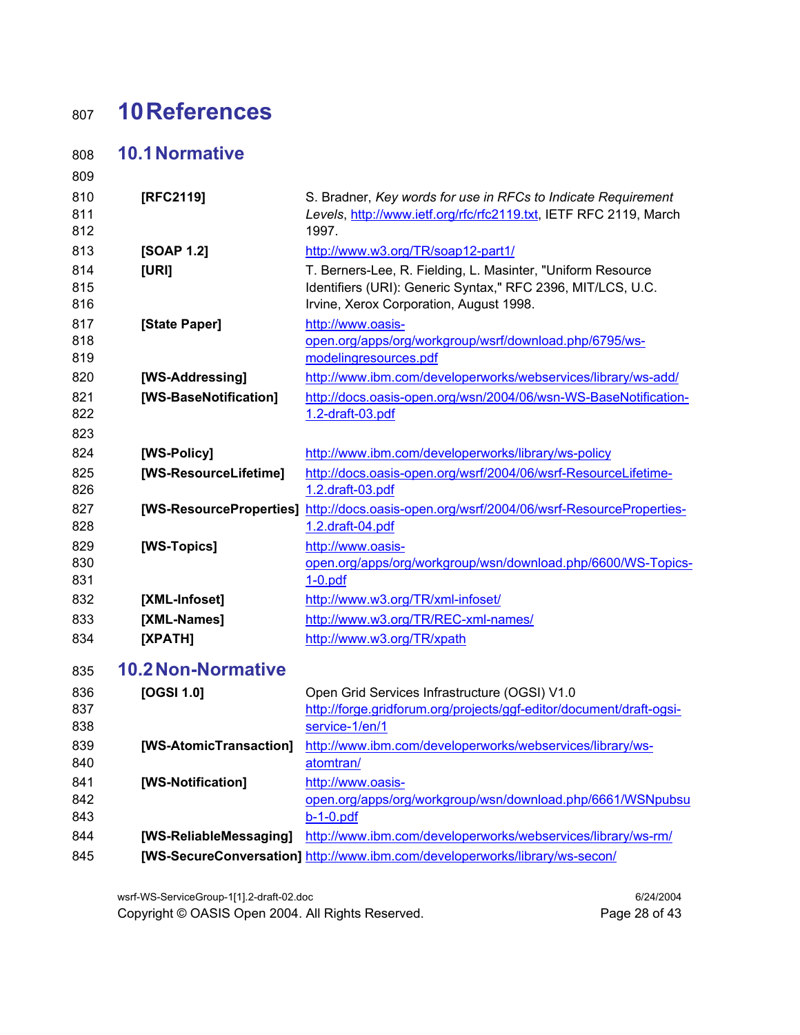# 10 References

## 10.1 Normative

| | |
|---|---|
| **[RFC2119]** | S. Bradner, *Key words for use in RFCs to Indicate Requirement Levels*, http://www.ietf.org/rfc/rfc2119.txt, IETF RFC 2119, March 1997. |
| **[SOAP 1.2]** | http://www.w3.org/TR/soap12-part1/ |
| **[URI]** | T. Berners-Lee, R. Fielding, L. Masinter, "Uniform Resource Identifiers (URI): Generic Syntax," RFC 2396, MIT/LCS, U.C. Irvine, Xerox Corporation, August 1998. |
| **[State Paper]** | http://www.oasis-open.org/apps/org/workgroup/wsrf/download.php/6795/ws-modelingresources.pdf |
| **[WS-Addressing]** | http://www.ibm.com/developerworks/webservices/library/ws-add/ |
| **[WS-BaseNotification]** | http://docs.oasis-open.org/wsn/2004/06/wsn-WS-BaseNotification-1.2-draft-03.pdf |
| **[WS-Policy]** | http://www.ibm.com/developerworks/library/ws-policy |
| **[WS-ResourceLifetime]** | http://docs.oasis-open.org/wsrf/2004/06/wsrf-ResourceLifetime-1.2.draft-03.pdf |
| **[WS-ResourceProperties]** | http://docs.oasis-open.org/wsrf/2004/06/wsrf-ResourceProperties-1.2.draft-04.pdf |
| **[WS-Topics]** | http://www.oasis-open.org/apps/org/workgroup/wsn/download.php/6600/WS-Topics-1-0.pdf |
| **[XML-Infoset]** | http://www.w3.org/TR/xml-infoset/ |
| **[XML-Names]** | http://www.w3.org/TR/REC-xml-names/ |
| **[XPATH]** | http://www.w3.org/TR/xpath |

## 10.2 Non-Normative

| | |
|---|---|
| **[OGSI 1.0]** | Open Grid Services Infrastructure (OGSI) V1.0 http://forge.gridforum.org/projects/ggf-editor/document/draft-ogsi-service-1/en/1 |
| **[WS-AtomicTransaction]** | http://www.ibm.com/developerworks/webservices/library/ws-atomtran/ |
| **[WS-Notification]** | http://www.oasis-open.org/apps/org/workgroup/wsn/download.php/6661/WSNpubsub-1-0.pdf |
| **[WS-ReliableMessaging]** | http://www.ibm.com/developerworks/webservices/library/ws-rm/ |
| **[WS-SecureConversation]** | http://www.ibm.com/developerworks/library/ws-secon/ |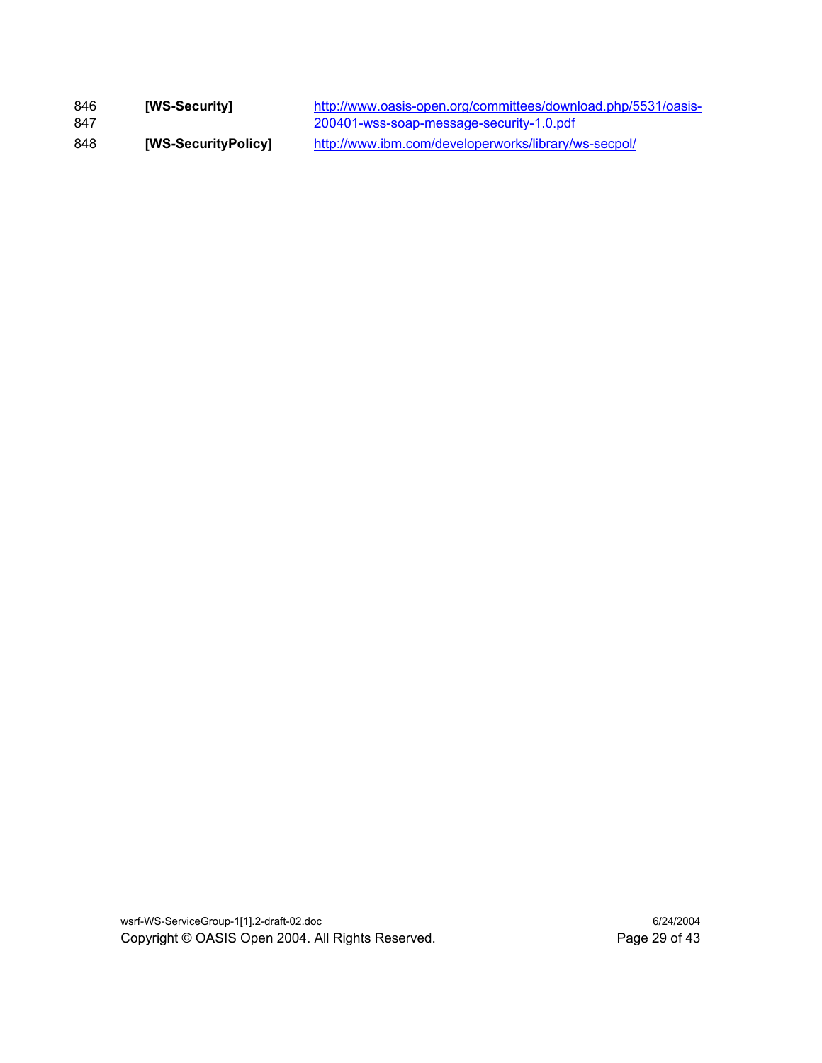846 **[WS-Security]** http://www.oasis-open.org/committees/download.php/5531/oasis-
847 200401-wss-soap-message-security-1.0.pdf

848 **[WS-SecurityPolicy]** http://www.ibm.com/developerworks/library/ws-secpol/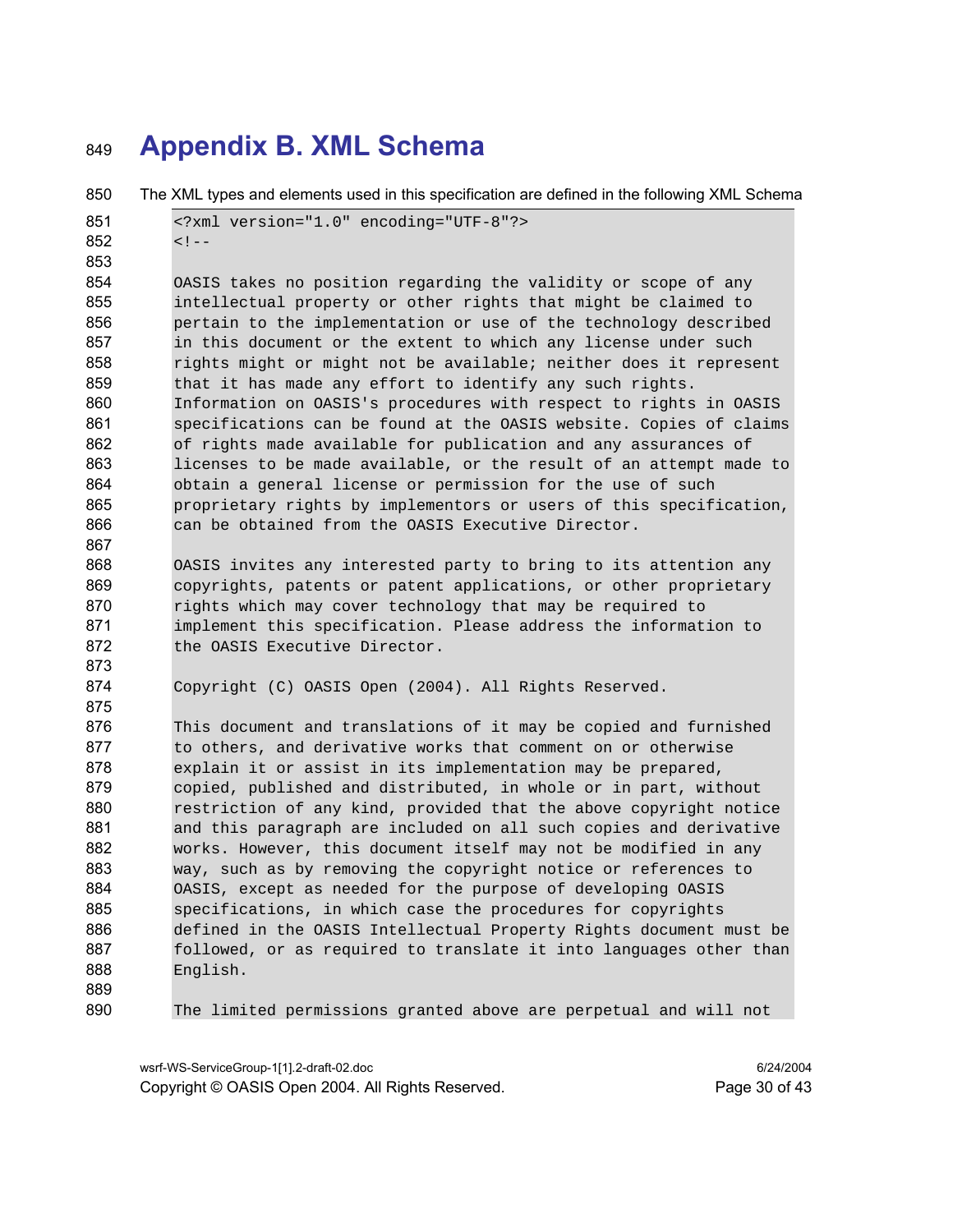# Appendix B. XML Schema

The XML types and elements used in this specification are defined in the following XML Schema

```
<?xml version="1.0" encoding="UTF-8"?>
<!--

OASIS takes no position regarding the validity or scope of any
intellectual property or other rights that might be claimed to
pertain to the implementation or use of the technology described
in this document or the extent to which any license under such
rights might or might not be available; neither does it represent
that it has made any effort to identify any such rights.
Information on OASIS's procedures with respect to rights in OASIS
specifications can be found at the OASIS website. Copies of claims
of rights made available for publication and any assurances of
licenses to be made available, or the result of an attempt made to
obtain a general license or permission for the use of such
proprietary rights by implementors or users of this specification,
can be obtained from the OASIS Executive Director.

OASIS invites any interested party to bring to its attention any
copyrights, patents or patent applications, or other proprietary
rights which may cover technology that may be required to
implement this specification. Please address the information to
the OASIS Executive Director.

Copyright (C) OASIS Open (2004). All Rights Reserved.

This document and translations of it may be copied and furnished
to others, and derivative works that comment on or otherwise
explain it or assist in its implementation may be prepared,
copied, published and distributed, in whole or in part, without
restriction of any kind, provided that the above copyright notice
and this paragraph are included on all such copies and derivative
works. However, this document itself may not be modified in any
way, such as by removing the copyright notice or references to
OASIS, except as needed for the purpose of developing OASIS
specifications, in which case the procedures for copyrights
defined in the OASIS Intellectual Property Rights document must be
followed, or as required to translate it into languages other than
English.

The limited permissions granted above are perpetual and will not
```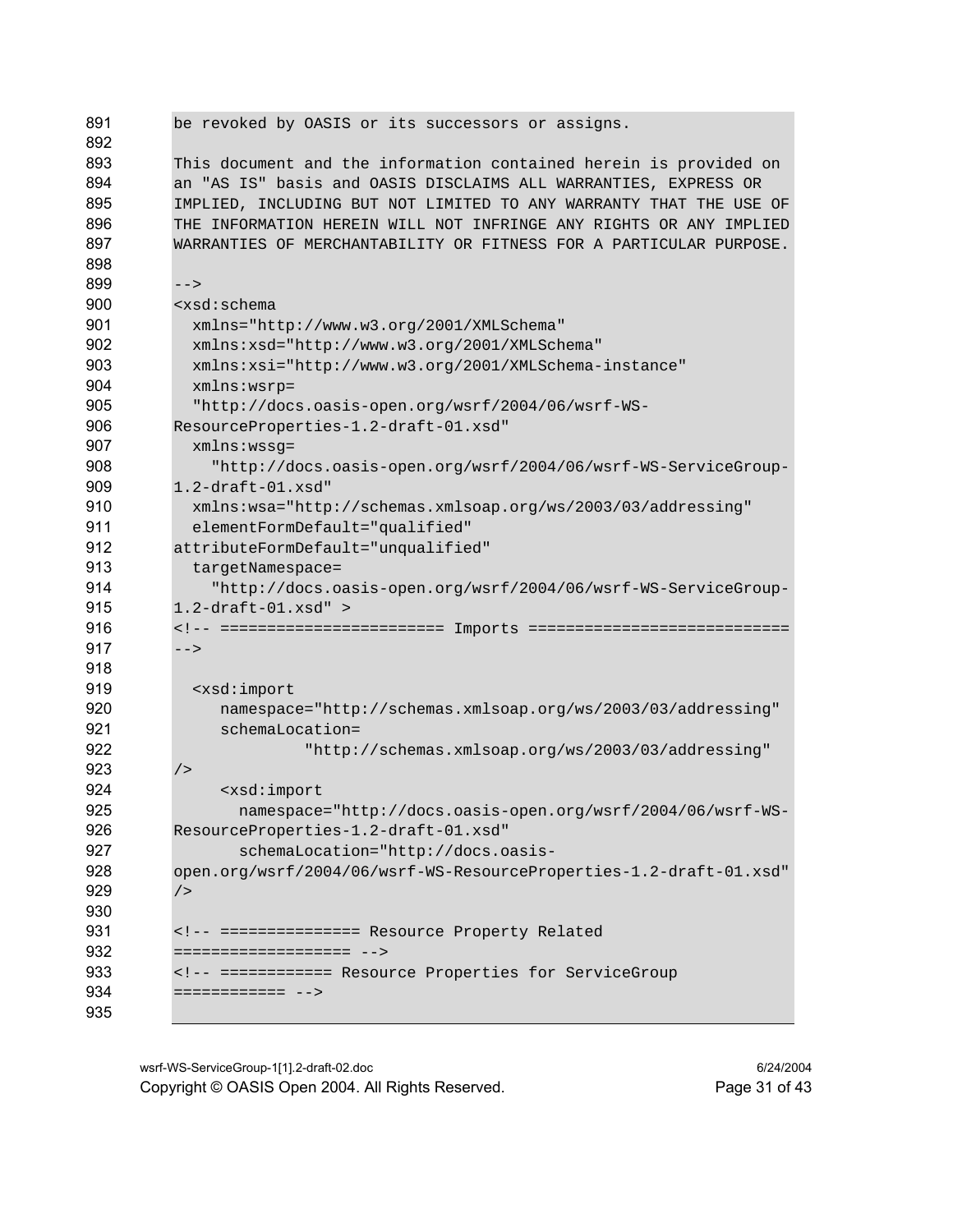```
be revoked by OASIS or its successors or assigns.

This document and the information contained herein is provided on
an "AS IS" basis and OASIS DISCLAIMS ALL WARRANTIES, EXPRESS OR
IMPLIED, INCLUDING BUT NOT LIMITED TO ANY WARRANTY THAT THE USE OF
THE INFORMATION HEREIN WILL NOT INFRINGE ANY RIGHTS OR ANY IMPLIED
WARRANTIES OF MERCHANTABILITY OR FITNESS FOR A PARTICULAR PURPOSE.

-->
<xsd:schema
  xmlns="http://www.w3.org/2001/XMLSchema"
  xmlns:xsd="http://www.w3.org/2001/XMLSchema"
  xmlns:xsi="http://www.w3.org/2001/XMLSchema-instance"
  xmlns:wsrp=
  "http://docs.oasis-open.org/wsrf/2004/06/wsrf-WS-
ResourceProperties-1.2-draft-01.xsd"
  xmlns:wssg=
    "http://docs.oasis-open.org/wsrf/2004/06/wsrf-WS-ServiceGroup-
1.2-draft-01.xsd"
  xmlns:wsa="http://schemas.xmlsoap.org/ws/2003/03/addressing"
  elementFormDefault="qualified"
attributeFormDefault="unqualified"
  targetNamespace=
    "http://docs.oasis-open.org/wsrf/2004/06/wsrf-WS-ServiceGroup-
1.2-draft-01.xsd" >
<!-- ======================= Imports ===========================
-->

  <xsd:import
     namespace="http://schemas.xmlsoap.org/ws/2003/03/addressing"
     schemaLocation=
              "http://schemas.xmlsoap.org/ws/2003/03/addressing"
/>
     <xsd:import
       namespace="http://docs.oasis-open.org/wsrf/2004/06/wsrf-WS-
ResourceProperties-1.2-draft-01.xsd"
       schemaLocation="http://docs.oasis-
open.org/wsrf/2004/06/wsrf-WS-ResourceProperties-1.2-draft-01.xsd"
/>

<!-- =============== Resource Property Related
================== -->
<!-- =========== Resource Properties for ServiceGroup
============ -->
```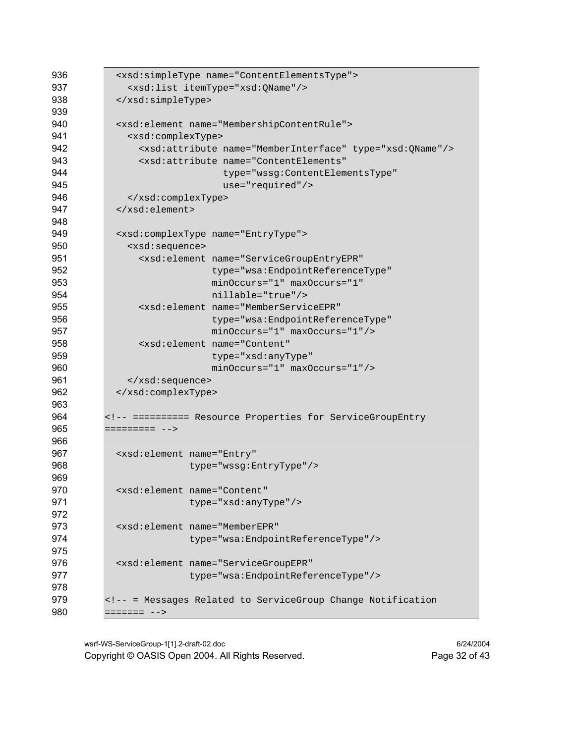```
936    <xsd:simpleType name="ContentElementsType">
937      <xsd:list itemType="xsd:QName"/>
938    </xsd:simpleType>
939
940    <xsd:element name="MembershipContentRule">
941      <xsd:complexType>
942        <xsd:attribute name="MemberInterface" type="xsd:QName"/>
943        <xsd:attribute name="ContentElements"
944                       type="wssg:ContentElementsType"
945                       use="required"/>
946      </xsd:complexType>
947    </xsd:element>
948
949    <xsd:complexType name="EntryType">
950      <xsd:sequence>
951        <xsd:element name="ServiceGroupEntryEPR"
952                     type="wsa:EndpointReferenceType"
953                     minOccurs="1" maxOccurs="1"
954                     nillable="true"/>
955        <xsd:element name="MemberServiceEPR"
956                     type="wsa:EndpointReferenceType"
957                     minOccurs="1" maxOccurs="1"/>
958        <xsd:element name="Content"
959                     type="xsd:anyType"
960                     minOccurs="1" maxOccurs="1"/>
961      </xsd:sequence>
962    </xsd:complexType>
963
964  <!-- ========== Resource Properties for ServiceGroupEntry
965  ========= -->
966
967    <xsd:element name="Entry"
968                 type="wssg:EntryType"/>
969
970    <xsd:element name="Content"
971                 type="xsd:anyType"/>
972
973    <xsd:element name="MemberEPR"
974                 type="wsa:EndpointReferenceType"/>
975
976    <xsd:element name="ServiceGroupEPR"
977                 type="wsa:EndpointReferenceType"/>
978
979  <!-- = Messages Related to ServiceGroup Change Notification
980  ======= -->
```

wsrf-WS-ServiceGroup-1[1].2-draft-02.doc 6/24/2004
Copyright © OASIS Open 2004. All Rights Reserved.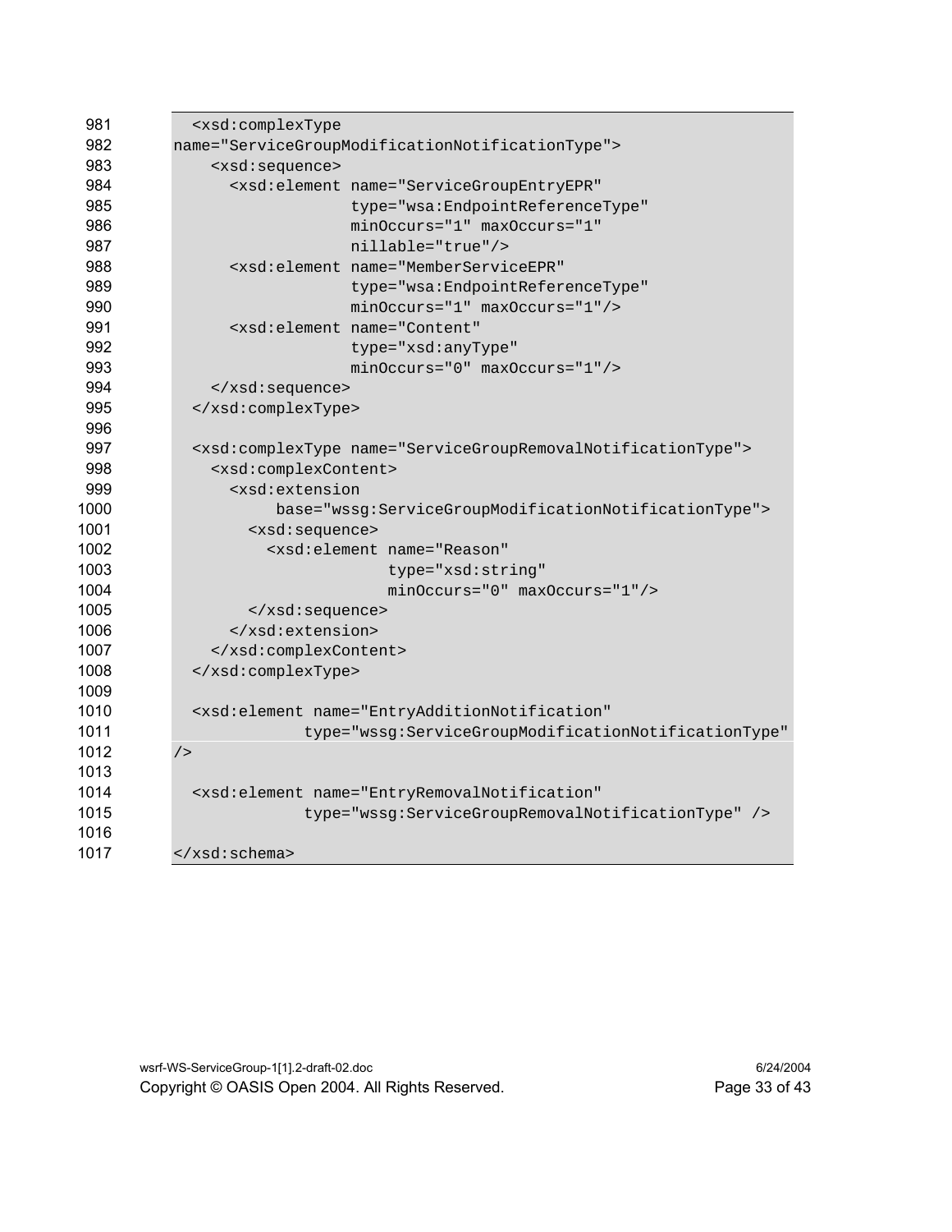```
981     <xsd:complexType
982   name="ServiceGroupModificationNotificationType">
983       <xsd:sequence>
984         <xsd:element name="ServiceGroupEntryEPR"
985                      type="wsa:EndpointReferenceType"
986                      minOccurs="1" maxOccurs="1"
987                      nillable="true"/>
988         <xsd:element name="MemberServiceEPR"
989                      type="wsa:EndpointReferenceType"
990                      minOccurs="1" maxOccurs="1"/>
991         <xsd:element name="Content"
992                      type="xsd:anyType"
993                      minOccurs="0" maxOccurs="1"/>
994       </xsd:sequence>
995     </xsd:complexType>
996
997     <xsd:complexType name="ServiceGroupRemovalNotificationType">
998       <xsd:complexContent>
999         <xsd:extension
1000             base="wssg:ServiceGroupModificationNotificationType">
1001           <xsd:sequence>
1002             <xsd:element name="Reason"
1003                          type="xsd:string"
1004                          minOccurs="0" maxOccurs="1"/>
1005           </xsd:sequence>
1006         </xsd:extension>
1007       </xsd:complexContent>
1008     </xsd:complexType>
1009
1010     <xsd:element name="EntryAdditionNotification"
1011                type="wssg:ServiceGroupModificationNotificationType"
1012   />
1013
1014     <xsd:element name="EntryRemovalNotification"
1015                type="wssg:ServiceGroupRemovalNotificationType" />
1016
1017   </xsd:schema>
```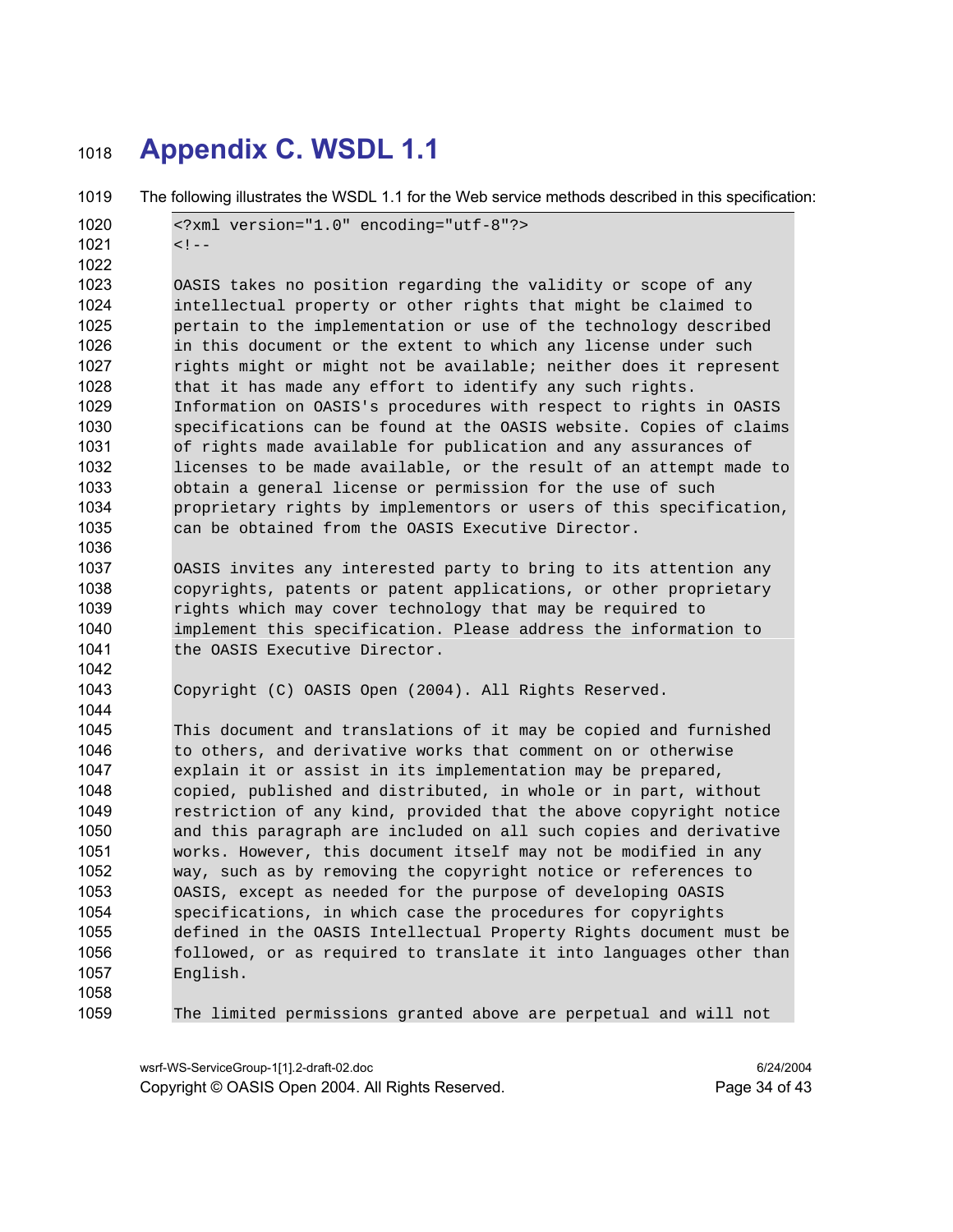# Appendix C. WSDL 1.1

The following illustrates the WSDL 1.1 for the Web service methods described in this specification:

```
<?xml version="1.0" encoding="utf-8"?>
<!--

OASIS takes no position regarding the validity or scope of any
intellectual property or other rights that might be claimed to
pertain to the implementation or use of the technology described
in this document or the extent to which any license under such
rights might or might not be available; neither does it represent
that it has made any effort to identify any such rights.
Information on OASIS's procedures with respect to rights in OASIS
specifications can be found at the OASIS website. Copies of claims
of rights made available for publication and any assurances of
licenses to be made available, or the result of an attempt made to
obtain a general license or permission for the use of such
proprietary rights by implementors or users of this specification,
can be obtained from the OASIS Executive Director.

OASIS invites any interested party to bring to its attention any
copyrights, patents or patent applications, or other proprietary
rights which may cover technology that may be required to
implement this specification. Please address the information to
the OASIS Executive Director.

Copyright (C) OASIS Open (2004). All Rights Reserved.

This document and translations of it may be copied and furnished
to others, and derivative works that comment on or otherwise
explain it or assist in its implementation may be prepared,
copied, published and distributed, in whole or in part, without
restriction of any kind, provided that the above copyright notice
and this paragraph are included on all such copies and derivative
works. However, this document itself may not be modified in any
way, such as by removing the copyright notice or references to
OASIS, except as needed for the purpose of developing OASIS
specifications, in which case the procedures for copyrights
defined in the OASIS Intellectual Property Rights document must be
followed, or as required to translate it into languages other than
English.

The limited permissions granted above are perpetual and will not
```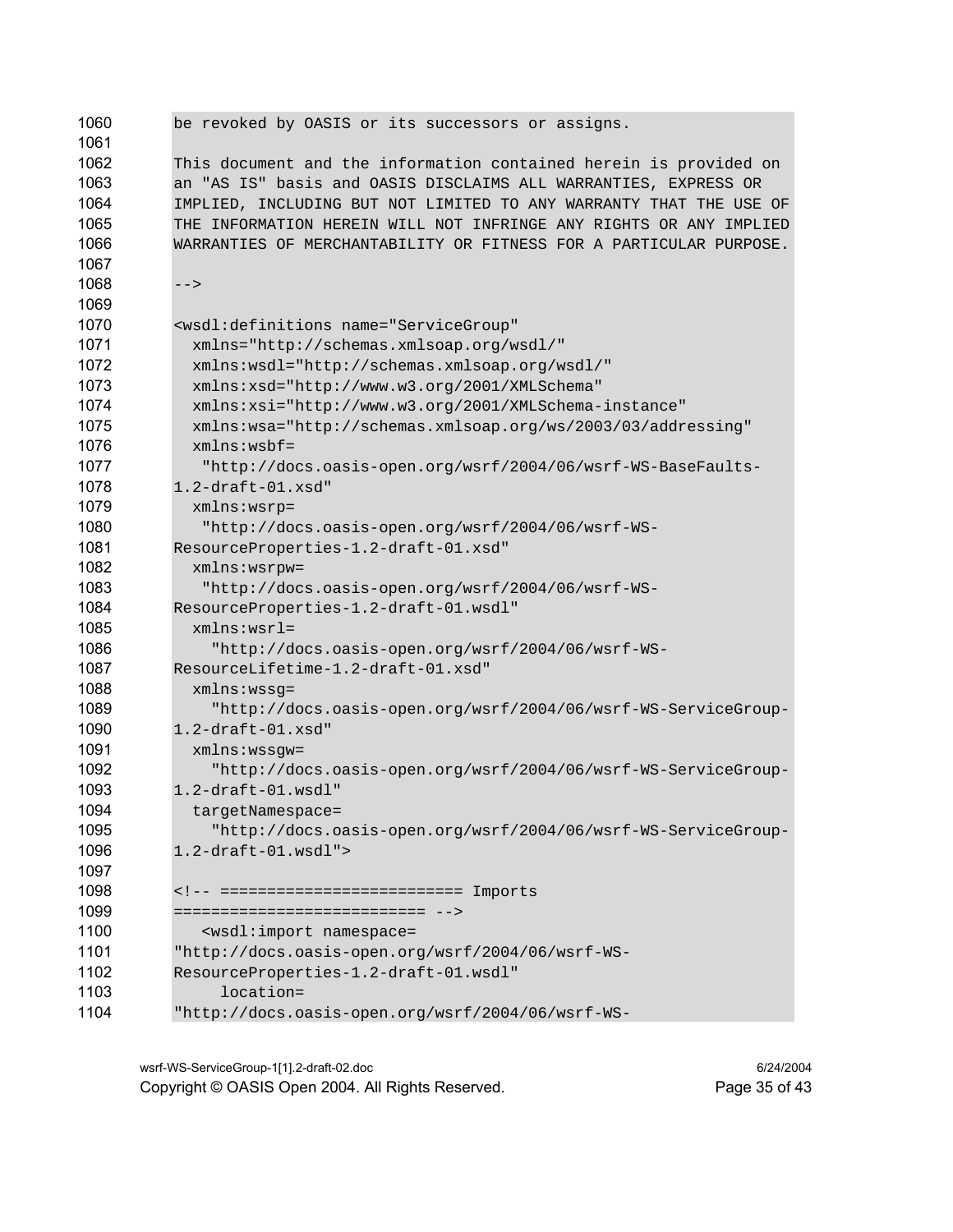```
be revoked by OASIS or its successors or assigns.

This document and the information contained herein is provided on
an "AS IS" basis and OASIS DISCLAIMS ALL WARRANTIES, EXPRESS OR
IMPLIED, INCLUDING BUT NOT LIMITED TO ANY WARRANTY THAT THE USE OF
THE INFORMATION HEREIN WILL NOT INFRINGE ANY RIGHTS OR ANY IMPLIED
WARRANTIES OF MERCHANTABILITY OR FITNESS FOR A PARTICULAR PURPOSE.

-->

<wsdl:definitions name="ServiceGroup"
  xmlns="http://schemas.xmlsoap.org/wsdl/"
  xmlns:wsdl="http://schemas.xmlsoap.org/wsdl/"
  xmlns:xsd="http://www.w3.org/2001/XMLSchema"
  xmlns:xsi="http://www.w3.org/2001/XMLSchema-instance"
  xmlns:wsa="http://schemas.xmlsoap.org/ws/2003/03/addressing"
  xmlns:wsbf=
   "http://docs.oasis-open.org/wsrf/2004/06/wsrf-WS-BaseFaults-
1.2-draft-01.xsd"
  xmlns:wsrp=
   "http://docs.oasis-open.org/wsrf/2004/06/wsrf-WS-
ResourceProperties-1.2-draft-01.xsd"
  xmlns:wsrpw=
   "http://docs.oasis-open.org/wsrf/2004/06/wsrf-WS-
ResourceProperties-1.2-draft-01.wsdl"
  xmlns:wsrl=
    "http://docs.oasis-open.org/wsrf/2004/06/wsrf-WS-
ResourceLifetime-1.2-draft-01.xsd"
  xmlns:wssg=
    "http://docs.oasis-open.org/wsrf/2004/06/wsrf-WS-ServiceGroup-
1.2-draft-01.xsd"
  xmlns:wssgw=
    "http://docs.oasis-open.org/wsrf/2004/06/wsrf-WS-ServiceGroup-
1.2-draft-01.wsdl"
  targetNamespace=
    "http://docs.oasis-open.org/wsrf/2004/06/wsrf-WS-ServiceGroup-
1.2-draft-01.wsdl">

<!-- ========================= Imports
========================== -->
   <wsdl:import namespace=
"http://docs.oasis-open.org/wsrf/2004/06/wsrf-WS-
ResourceProperties-1.2-draft-01.wsdl"
     location=
"http://docs.oasis-open.org/wsrf/2004/06/wsrf-WS-
```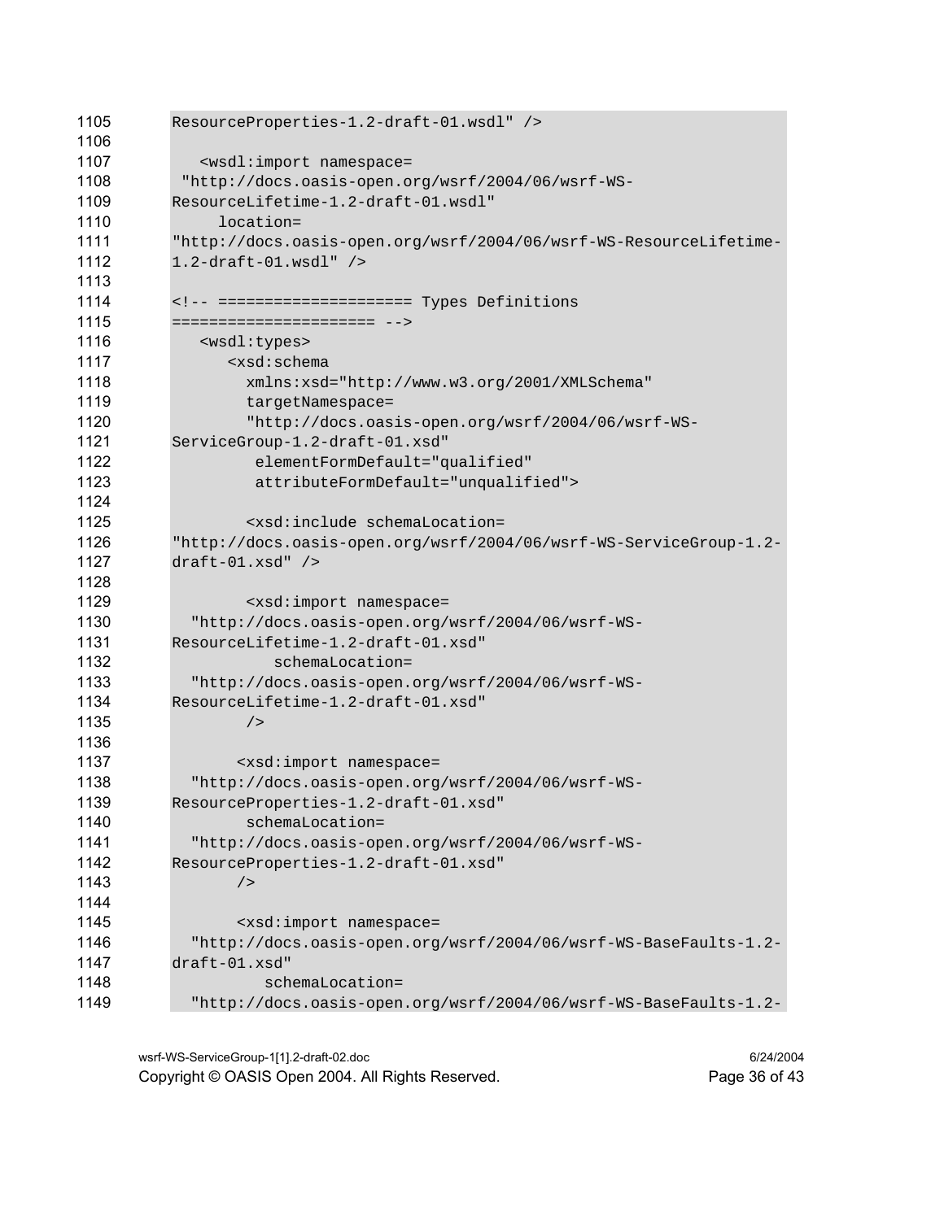```
1105        ResourceProperties-1.2-draft-01.wsdl" />
1106
1107           <wsdl:import namespace=
1108         "http://docs.oasis-open.org/wsrf/2004/06/wsrf-WS-
1109        ResourceLifetime-1.2-draft-01.wsdl"
1110             location=
1111        "http://docs.oasis-open.org/wsrf/2004/06/wsrf-WS-ResourceLifetime-
1112        1.2-draft-01.wsdl" />
1113
1114        <!-- ==================== Types Definitions
1115        ===================== -->
1116           <wsdl:types>
1117              <xsd:schema
1118                xmlns:xsd="http://www.w3.org/2001/XMLSchema"
1119                targetNamespace=
1120                "http://docs.oasis-open.org/wsrf/2004/06/wsrf-WS-
1121        ServiceGroup-1.2-draft-01.xsd"
1122                 elementFormDefault="qualified"
1123                 attributeFormDefault="unqualified">
1124
1125                <xsd:include schemaLocation=
1126        "http://docs.oasis-open.org/wsrf/2004/06/wsrf-WS-ServiceGroup-1.2-
1127        draft-01.xsd" />
1128
1129                <xsd:import namespace=
1130          "http://docs.oasis-open.org/wsrf/2004/06/wsrf-WS-
1131        ResourceLifetime-1.2-draft-01.xsd"
1132                   schemaLocation=
1133          "http://docs.oasis-open.org/wsrf/2004/06/wsrf-WS-
1134        ResourceLifetime-1.2-draft-01.xsd"
1135                />
1136
1137               <xsd:import namespace=
1138          "http://docs.oasis-open.org/wsrf/2004/06/wsrf-WS-
1139        ResourceProperties-1.2-draft-01.xsd"
1140                schemaLocation=
1141          "http://docs.oasis-open.org/wsrf/2004/06/wsrf-WS-
1142        ResourceProperties-1.2-draft-01.xsd"
1143               />
1144
1145               <xsd:import namespace=
1146          "http://docs.oasis-open.org/wsrf/2004/06/wsrf-WS-BaseFaults-1.2-
1147        draft-01.xsd"
1148                  schemaLocation=
1149          "http://docs.oasis-open.org/wsrf/2004/06/wsrf-WS-BaseFaults-1.2-
```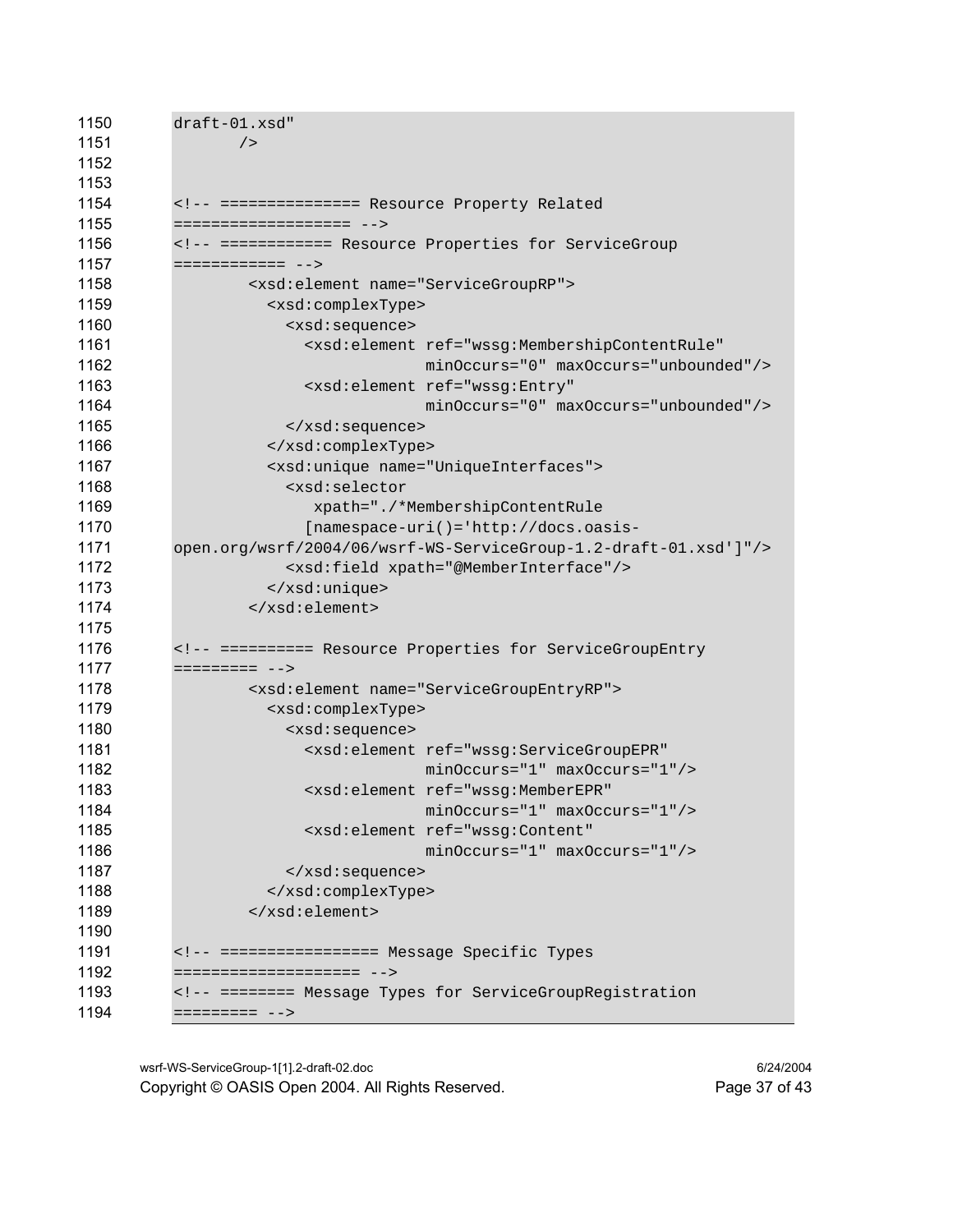```
1150      draft-01.xsd"
1151             />
1152
1153
1154      <!-- =============== Resource Property Related
1155      =================== -->
1156      <!-- ============ Resource Properties for ServiceGroup
1157      ============ -->
1158              <xsd:element name="ServiceGroupRP">
1159                <xsd:complexType>
1160                  <xsd:sequence>
1161                    <xsd:element ref="wssg:MembershipContentRule"
1162                                 minOccurs="0" maxOccurs="unbounded"/>
1163                    <xsd:element ref="wssg:Entry"
1164                                 minOccurs="0" maxOccurs="unbounded"/>
1165                  </xsd:sequence>
1166                </xsd:complexType>
1167                <xsd:unique name="UniqueInterfaces">
1168                  <xsd:selector
1169                     xpath="./*MembershipContentRule
1170                    [namespace-uri()='http://docs.oasis-
1171      open.org/wsrf/2004/06/wsrf-WS-ServiceGroup-1.2-draft-01.xsd']"/>
1172                  <xsd:field xpath="@MemberInterface"/>
1173                </xsd:unique>
1174              </xsd:element>
1175
1176      <!-- ========= Resource Properties for ServiceGroupEntry
1177      ========= -->
1178              <xsd:element name="ServiceGroupEntryRP">
1179                <xsd:complexType>
1180                  <xsd:sequence>
1181                    <xsd:element ref="wssg:ServiceGroupEPR"
1182                                 minOccurs="1" maxOccurs="1"/>
1183                    <xsd:element ref="wssg:MemberEPR"
1184                                 minOccurs="1" maxOccurs="1"/>
1185                    <xsd:element ref="wssg:Content"
1186                                 minOccurs="1" maxOccurs="1"/>
1187                  </xsd:sequence>
1188                </xsd:complexType>
1189              </xsd:element>
1190
1191      <!-- ================= Message Specific Types
1192      =================== -->
1193      <!-- ======== Message Types for ServiceGroupRegistration
1194      ========= -->
```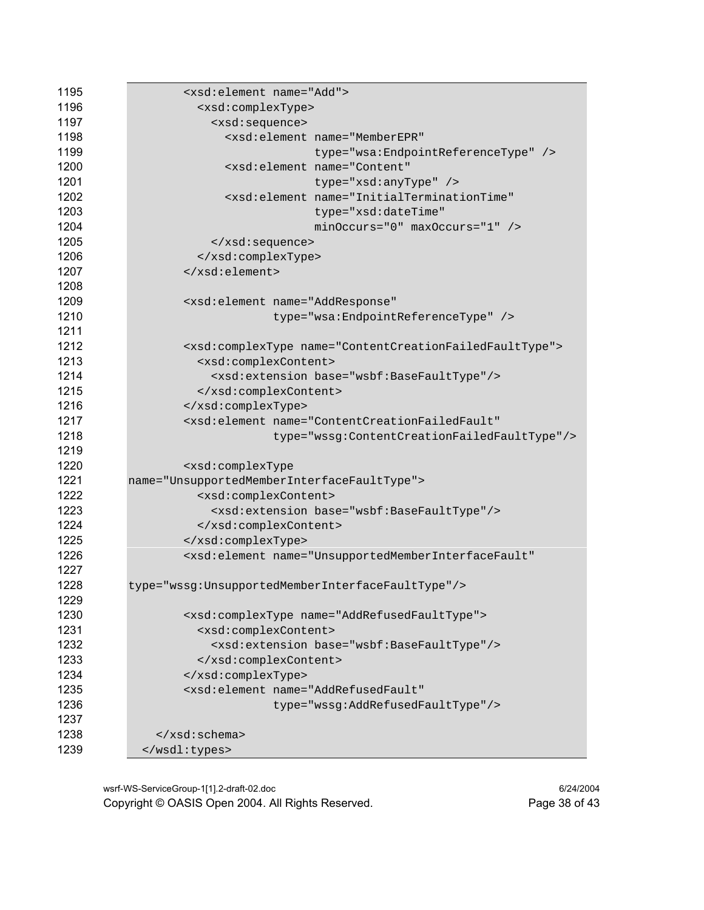```
1195          <xsd:element name="Add">
1196            <xsd:complexType>
1197              <xsd:sequence>
1198                <xsd:element name="MemberEPR"
1199                             type="wsa:EndpointReferenceType" />
1200                <xsd:element name="Content"
1201                             type="xsd:anyType" />
1202                <xsd:element name="InitialTerminationTime"
1203                             type="xsd:dateTime"
1204                             minOccurs="0" maxOccurs="1" />
1205              </xsd:sequence>
1206            </xsd:complexType>
1207          </xsd:element>
1208
1209          <xsd:element name="AddResponse"
1210                       type="wsa:EndpointReferenceType" />
1211
1212          <xsd:complexType name="ContentCreationFailedFaultType">
1213            <xsd:complexContent>
1214              <xsd:extension base="wsbf:BaseFaultType"/>
1215            </xsd:complexContent>
1216          </xsd:complexType>
1217          <xsd:element name="ContentCreationFailedFault"
1218                       type="wssg:ContentCreationFailedFaultType"/>
1219
1220          <xsd:complexType
1221  name="UnsupportedMemberInterfaceFaultType">
1222            <xsd:complexContent>
1223              <xsd:extension base="wsbf:BaseFaultType"/>
1224            </xsd:complexContent>
1225          </xsd:complexType>
1226          <xsd:element name="UnsupportedMemberInterfaceFault"
1227
1228  type="wssg:UnsupportedMemberInterfaceFaultType"/>
1229
1230          <xsd:complexType name="AddRefusedFaultType">
1231            <xsd:complexContent>
1232              <xsd:extension base="wsbf:BaseFaultType"/>
1233            </xsd:complexContent>
1234          </xsd:complexType>
1235          <xsd:element name="AddRefusedFault"
1236                       type="wssg:AddRefusedFaultType"/>
1237
1238      </xsd:schema>
1239    </wsdl:types>
```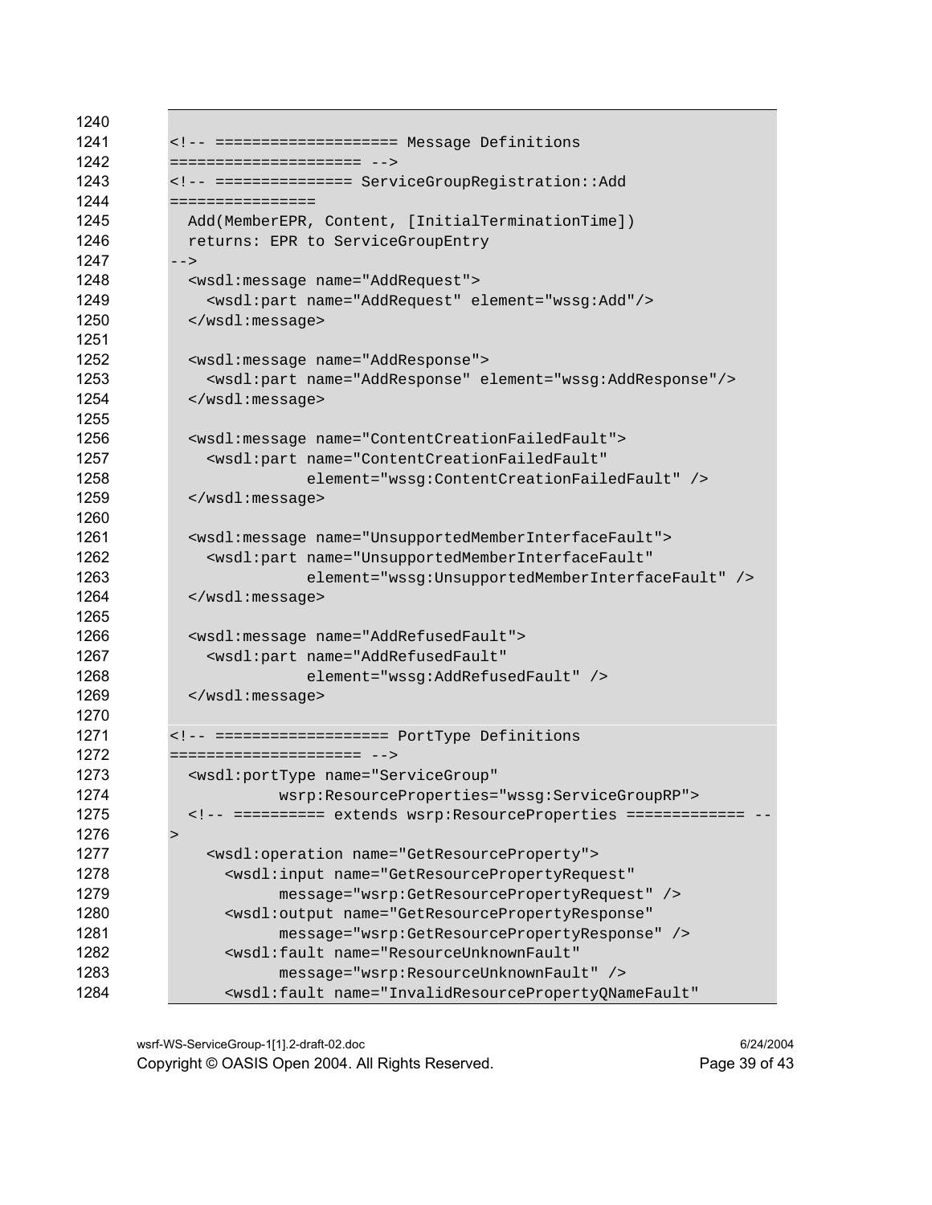```
<!-- ==================== Message Definitions
===================== -->
<!-- =============== ServiceGroupRegistration::Add
================
  Add(MemberEPR, Content, [InitialTerminationTime])
  returns: EPR to ServiceGroupEntry
-->
  <wsdl:message name="AddRequest">
    <wsdl:part name="AddRequest" element="wssg:Add"/>
  </wsdl:message>

  <wsdl:message name="AddResponse">
    <wsdl:part name="AddResponse" element="wssg:AddResponse"/>
  </wsdl:message>

  <wsdl:message name="ContentCreationFailedFault">
    <wsdl:part name="ContentCreationFailedFault"
               element="wssg:ContentCreationFailedFault" />
  </wsdl:message>

  <wsdl:message name="UnsupportedMemberInterfaceFault">
    <wsdl:part name="UnsupportedMemberInterfaceFault"
               element="wssg:UnsupportedMemberInterfaceFault" />
  </wsdl:message>

  <wsdl:message name="AddRefusedFault">
    <wsdl:part name="AddRefusedFault"
               element="wssg:AddRefusedFault" />
  </wsdl:message>

<!-- =================== PortType Definitions
===================== -->
  <wsdl:portType name="ServiceGroup"
           wsrp:ResourceProperties="wssg:ServiceGroupRP">
  <!-- ========== extends wsrp:ResourceProperties ============= --
>
    <wsdl:operation name="GetResourceProperty">
      <wsdl:input name="GetResourcePropertyRequest"
           message="wsrp:GetResourcePropertyRequest" />
      <wsdl:output name="GetResourcePropertyResponse"
           message="wsrp:GetResourcePropertyResponse" />
      <wsdl:fault name="ResourceUnknownFault"
           message="wsrp:ResourceUnknownFault" />
      <wsdl:fault name="InvalidResourcePropertyQNameFault"
```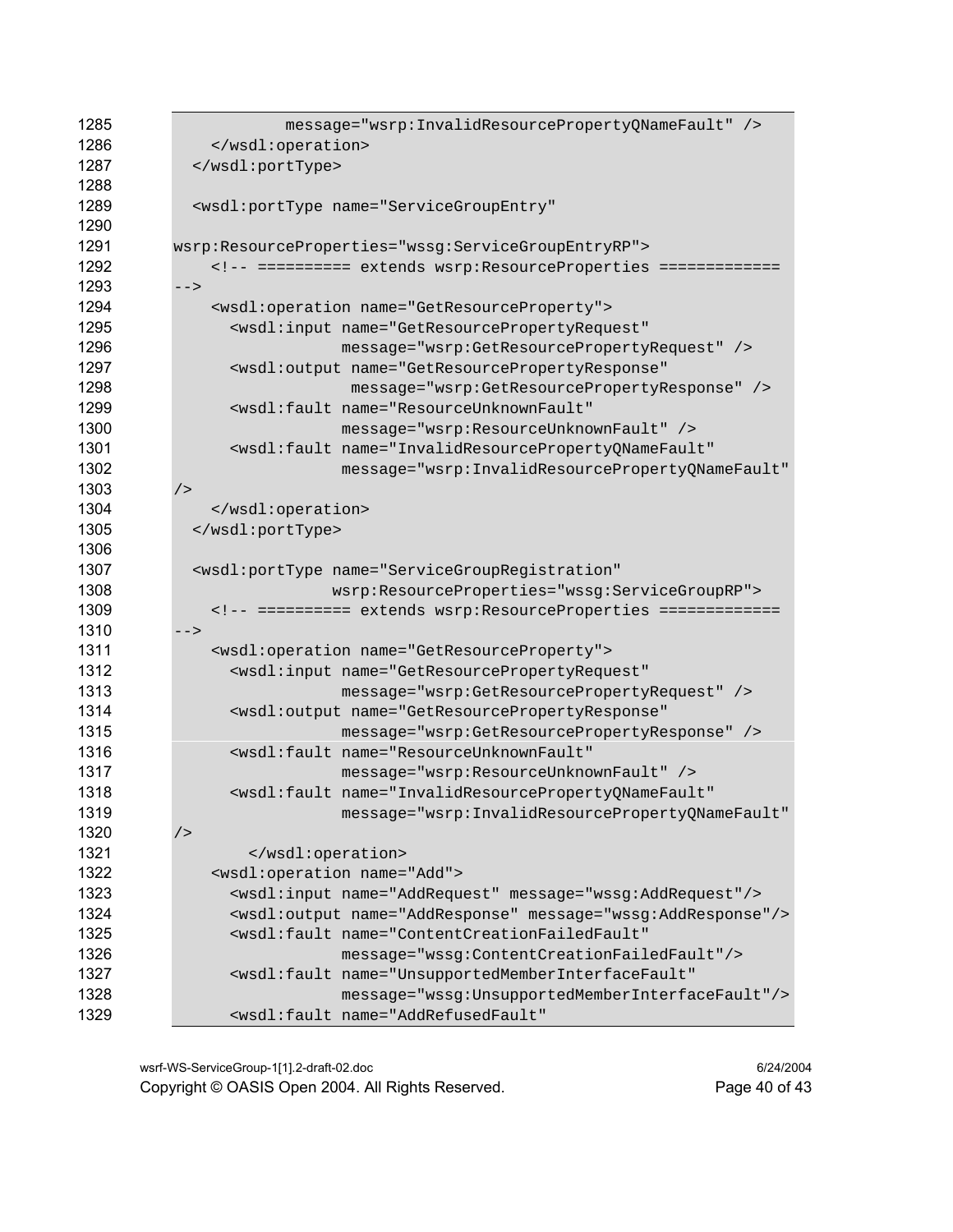```
1285              message="wsrp:InvalidResourcePropertyQNameFault" />
1286        </wsdl:operation>
1287      </wsdl:portType>
1288
1289      <wsdl:portType name="ServiceGroupEntry"
1290
1291    wsrp:ResourceProperties="wssg:ServiceGroupEntryRP">
1292        <!-- ========== extends wsrp:ResourceProperties =============
1293    -->
1294        <wsdl:operation name="GetResourceProperty">
1295          <wsdl:input name="GetResourcePropertyRequest"
1296                      message="wsrp:GetResourcePropertyRequest" />
1297          <wsdl:output name="GetResourcePropertyResponse"
1298                       message="wsrp:GetResourcePropertyResponse" />
1299          <wsdl:fault name="ResourceUnknownFault"
1300                      message="wsrp:ResourceUnknownFault" />
1301          <wsdl:fault name="InvalidResourcePropertyQNameFault"
1302                      message="wsrp:InvalidResourcePropertyQNameFault"
1303    />
1304        </wsdl:operation>
1305      </wsdl:portType>
1306
1307      <wsdl:portType name="ServiceGroupRegistration"
1308                     wsrp:ResourceProperties="wssg:ServiceGroupRP">
1309        <!-- ========== extends wsrp:ResourceProperties =============
1310    -->
1311        <wsdl:operation name="GetResourceProperty">
1312          <wsdl:input name="GetResourcePropertyRequest"
1313                      message="wsrp:GetResourcePropertyRequest" />
1314          <wsdl:output name="GetResourcePropertyResponse"
1315                      message="wsrp:GetResourcePropertyResponse" />
1316          <wsdl:fault name="ResourceUnknownFault"
1317                      message="wsrp:ResourceUnknownFault" />
1318          <wsdl:fault name="InvalidResourcePropertyQNameFault"
1319                      message="wsrp:InvalidResourcePropertyQNameFault"
1320    />
1321            </wsdl:operation>
1322        <wsdl:operation name="Add">
1323          <wsdl:input name="AddRequest" message="wssg:AddRequest"/>
1324          <wsdl:output name="AddResponse" message="wssg:AddResponse"/>
1325          <wsdl:fault name="ContentCreationFailedFault"
1326                      message="wssg:ContentCreationFailedFault"/>
1327          <wsdl:fault name="UnsupportedMemberInterfaceFault"
1328                      message="wssg:UnsupportedMemberInterfaceFault"/>
1329          <wsdl:fault name="AddRefusedFault"
```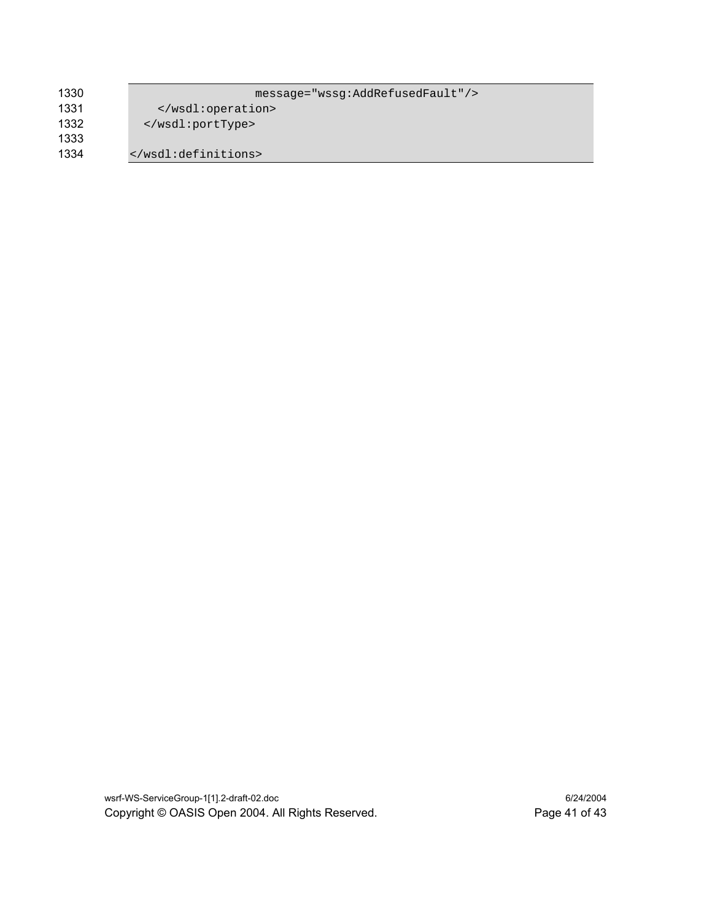```
                  message="wssg:AddRefusedFault"/>
    </wsdl:operation>
  </wsdl:portType>

</wsdl:definitions>
```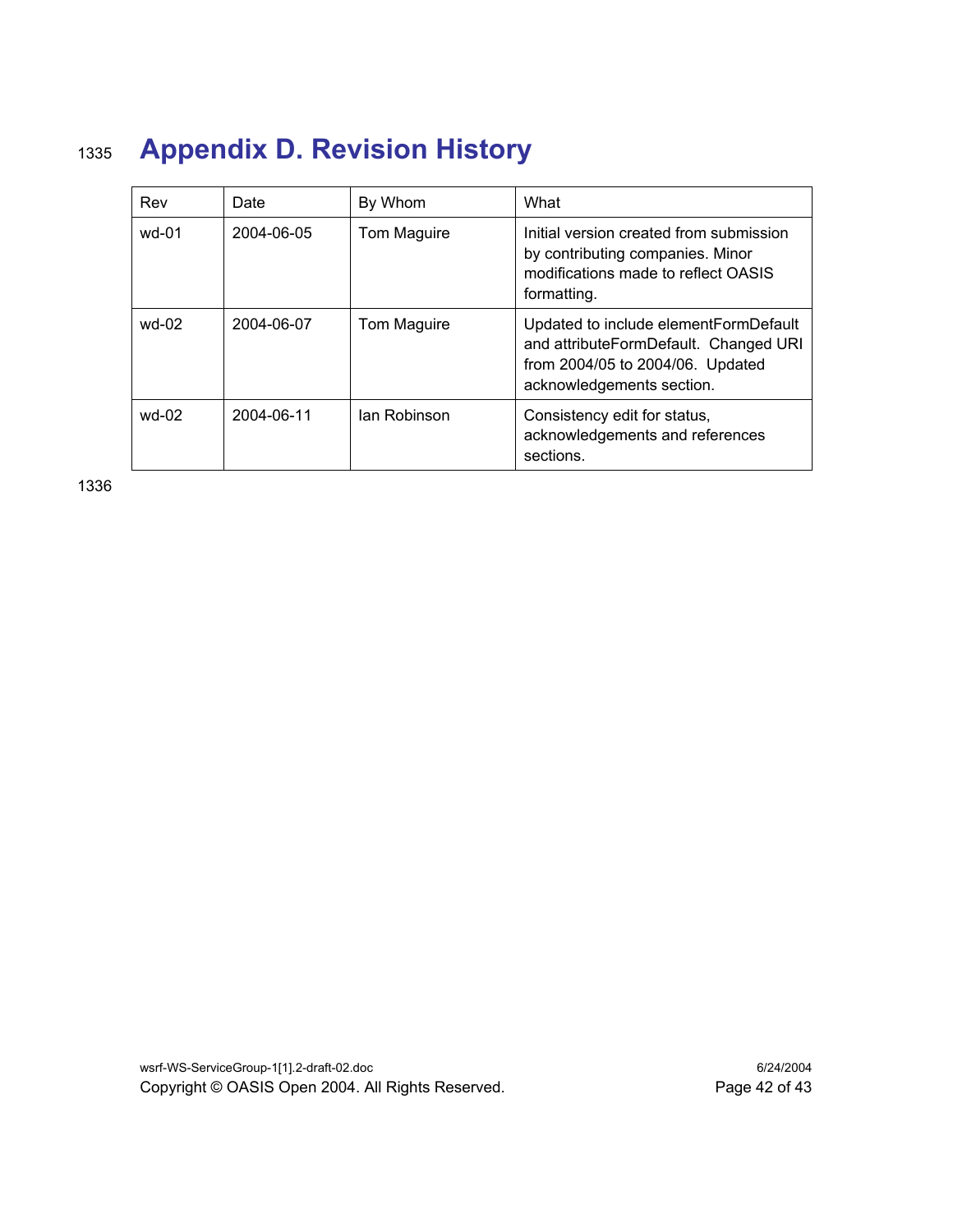# Appendix D. Revision History

| Rev | Date | By Whom | What |
|---|---|---|---|
| wd-01 | 2004-06-05 | Tom Maguire | Initial version created from submission by contributing companies. Minor modifications made to reflect OASIS formatting. |
| wd-02 | 2004-06-07 | Tom Maguire | Updated to include elementFormDefault and attributeFormDefault. Changed URI from 2004/05 to 2004/06. Updated acknowledgements section. |
| wd-02 | 2004-06-11 | Ian Robinson | Consistency edit for status, acknowledgements and references sections. |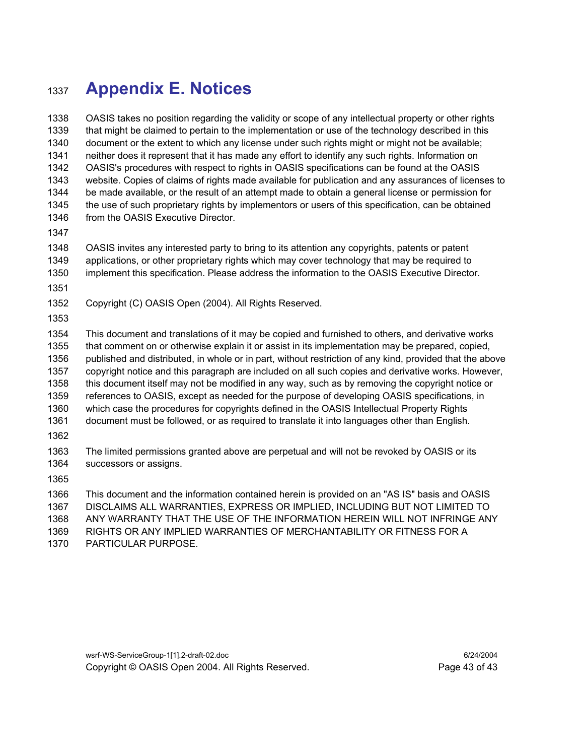# Appendix E. Notices

OASIS takes no position regarding the validity or scope of any intellectual property or other rights that might be claimed to pertain to the implementation or use of the technology described in this document or the extent to which any license under such rights might or might not be available; neither does it represent that it has made any effort to identify any such rights. Information on OASIS's procedures with respect to rights in OASIS specifications can be found at the OASIS website. Copies of claims of rights made available for publication and any assurances of licenses to be made available, or the result of an attempt made to obtain a general license or permission for the use of such proprietary rights by implementors or users of this specification, can be obtained from the OASIS Executive Director.

OASIS invites any interested party to bring to its attention any copyrights, patents or patent applications, or other proprietary rights which may cover technology that may be required to implement this specification. Please address the information to the OASIS Executive Director.

Copyright (C) OASIS Open (2004). All Rights Reserved.

This document and translations of it may be copied and furnished to others, and derivative works that comment on or otherwise explain it or assist in its implementation may be prepared, copied, published and distributed, in whole or in part, without restriction of any kind, provided that the above copyright notice and this paragraph are included on all such copies and derivative works. However, this document itself may not be modified in any way, such as by removing the copyright notice or references to OASIS, except as needed for the purpose of developing OASIS specifications, in which case the procedures for copyrights defined in the OASIS Intellectual Property Rights document must be followed, or as required to translate it into languages other than English.

The limited permissions granted above are perpetual and will not be revoked by OASIS or its successors or assigns.

This document and the information contained herein is provided on an "AS IS" basis and OASIS DISCLAIMS ALL WARRANTIES, EXPRESS OR IMPLIED, INCLUDING BUT NOT LIMITED TO ANY WARRANTY THAT THE USE OF THE INFORMATION HEREIN WILL NOT INFRINGE ANY RIGHTS OR ANY IMPLIED WARRANTIES OF MERCHANTABILITY OR FITNESS FOR A PARTICULAR PURPOSE.